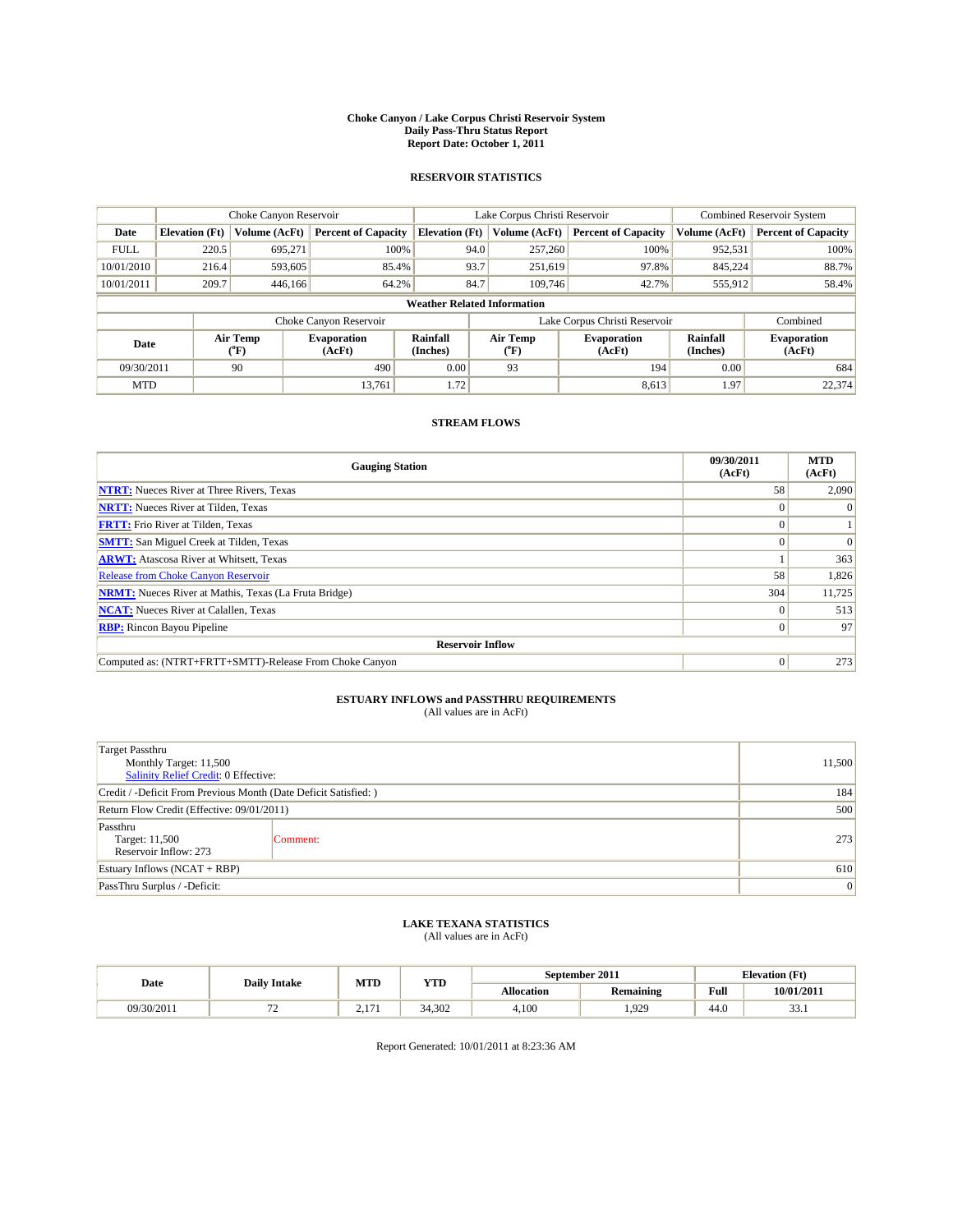# Choke Canyon / Lake Corpus Christi Reservoir System
## Daily Pass-Thru Status Report
## Report Date: October 1, 2011

### RESERVOIR STATISTICS

| | Choke Canyon Reservoir | | | Lake Corpus Christi Reservoir | | | Combined Reservoir System | |
|---|---|---|---|---|---|---|---|---|
| Date | Elevation (Ft) | Volume (AcFt) | Percent of Capacity | Elevation (Ft) | Volume (AcFt) | Percent of Capacity | Volume (AcFt) | Percent of Capacity |
| FULL | 220.5 | 695,271 | 100% | 94.0 | 257,260 | 100% | 952,531 | 100% |
| 10/01/2010 | 216.4 | 593,605 | 85.4% | 93.7 | 251,619 | 97.8% | 845,224 | 88.7% |
| 10/01/2011 | 209.7 | 446,166 | 64.2% | 84.7 | 109,746 | 42.7% | 555,912 | 58.4% |

**Weather Related Information**

| | Choke Canyon Reservoir | | | Lake Corpus Christi Reservoir | | | Combined |
|---|---|---|---|---|---|---|---|
| Date | Air Temp (°F) | Evaporation (AcFt) | Rainfall (Inches) | Air Temp (°F) | Evaporation (AcFt) | Rainfall (Inches) | Evaporation (AcFt) |
| 09/30/2011 | 90 | 490 | 0.00 | 93 | 194 | 0.00 | 684 |
| MTD | | 13,761 | 1.72 | | 8,613 | 1.97 | 22,374 |

### STREAM FLOWS

| Gauging Station | 09/30/2011 (AcFt) | MTD (AcFt) |
|---|---|---|
| NTRT: Nueces River at Three Rivers, Texas | 58 | 2,090 |
| NRTT: Nueces River at Tilden, Texas | 0 | 0 |
| FRTT: Frio River at Tilden, Texas | 0 | 1 |
| SMTT: San Miguel Creek at Tilden, Texas | 0 | 0 |
| ARWT: Atascosa River at Whitsett, Texas | 1 | 363 |
| Release from Choke Canyon Reservoir | 58 | 1,826 |
| NRMT: Nueces River at Mathis, Texas (La Fruta Bridge) | 304 | 11,725 |
| NCAT: Nueces River at Calallen, Texas | 0 | 513 |
| RBP: Rincon Bayou Pipeline | 0 | 97 |
| **Reservoir Inflow** | | |
| Computed as: (NTRT+FRTT+SMTT)-Release From Choke Canyon | 0 | 273 |

### ESTUARY INFLOWS and PASSTHRU REQUIREMENTS
(All values are in AcFt)

| | |
|---|---|
| Target Passthru<br>Monthly Target: 11,500<br>Salinity Relief Credit: 0 Effective: | 11,500 |
| Credit / -Deficit From Previous Month (Date Deficit Satisfied: ) | 184 |
| Return Flow Credit (Effective: 09/01/2011) | 500 |
| Passthru<br>Target: 11,500<br>Reservoir Inflow: 273 — Comment: | 273 |
| Estuary Inflows (NCAT + RBP) | 610 |
| PassThru Surplus / -Deficit: | 0 |

### LAKE TEXANA STATISTICS
(All values are in AcFt)

| Date | Daily Intake | MTD | YTD | September 2011 | | Elevation (Ft) | |
|---|---|---|---|---|---|---|---|
| | | | | Allocation | Remaining | Full | 10/01/2011 |
| 09/30/2011 | 72 | 2,171 | 34,302 | 4,100 | 1,929 | 44.0 | 33.1 |

Report Generated: 10/01/2011 at 8:23:36 AM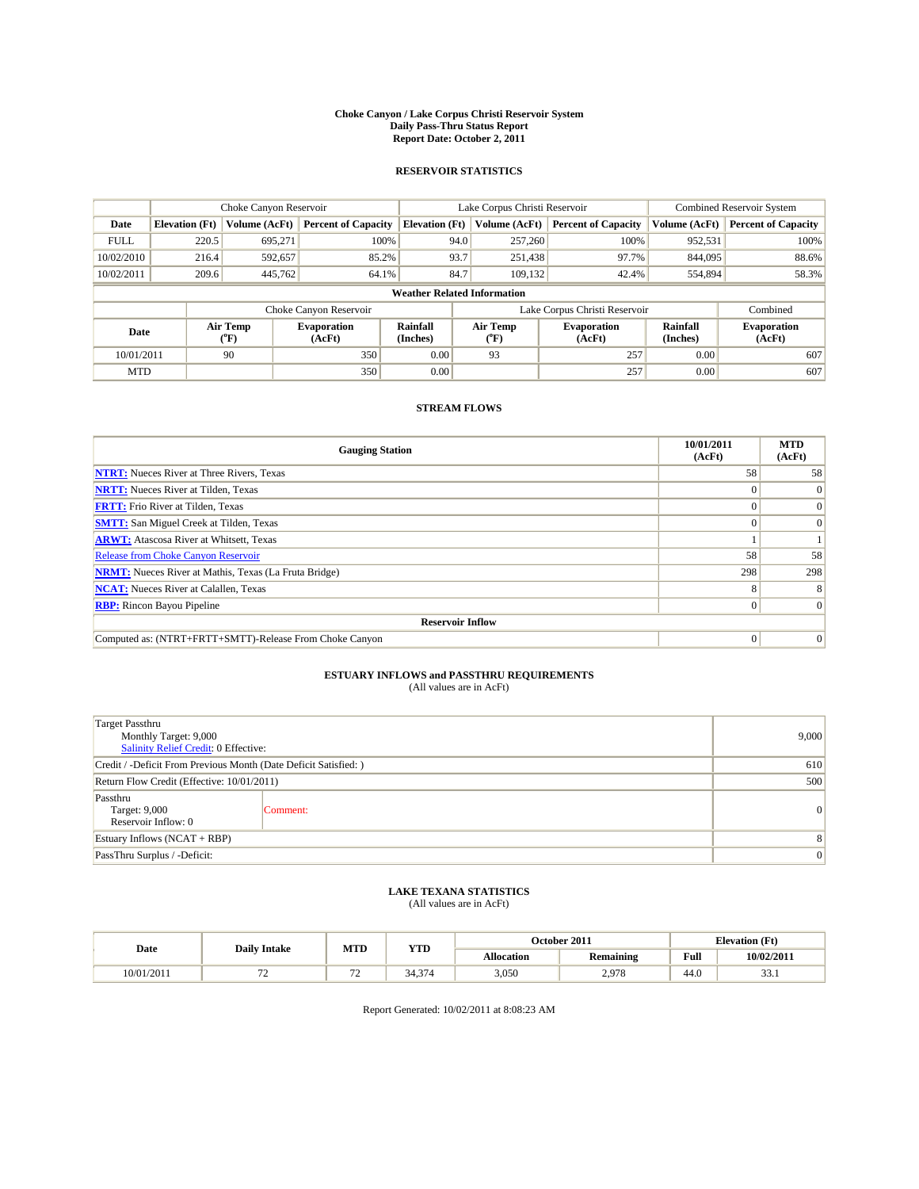# Choke Canyon / Lake Corpus Christi Reservoir System
## Daily Pass-Thru Status Report
### Report Date: October 2, 2011

## RESERVOIR STATISTICS

| | Choke Canyon Reservoir | | | Lake Corpus Christi Reservoir | | | Combined Reservoir System | |
|---|---|---|---|---|---|---|---|---|
| Date | Elevation (Ft) | Volume (AcFt) | Percent of Capacity | Elevation (Ft) | Volume (AcFt) | Percent of Capacity | Volume (AcFt) | Percent of Capacity |
| FULL | 220.5 | 695,271 | 100% | 94.0 | 257,260 | 100% | 952,531 | 100% |
| 10/02/2010 | 216.4 | 592,657 | 85.2% | 93.7 | 251,438 | 97.7% | 844,095 | 88.6% |
| 10/02/2011 | 209.6 | 445,762 | 64.1% | 84.7 | 109,132 | 42.4% | 554,894 | 58.3% |

**Weather Related Information**

| | Choke Canyon Reservoir | | | Lake Corpus Christi Reservoir | | | Combined |
|---|---|---|---|---|---|---|---|
| Date | Air Temp (°F) | Evaporation (AcFt) | Rainfall (Inches) | Air Temp (°F) | Evaporation (AcFt) | Rainfall (Inches) | Evaporation (AcFt) |
| 10/01/2011 | 90 | 350 | 0.00 | 93 | 257 | 0.00 | 607 |
| MTD | | 350 | 0.00 | | 257 | 0.00 | 607 |

## STREAM FLOWS

| Gauging Station | 10/01/2011 (AcFt) | MTD (AcFt) |
|---|---|---|
| NTRT: Nueces River at Three Rivers, Texas | 58 | 58 |
| NRTT: Nueces River at Tilden, Texas | 0 | 0 |
| FRTT: Frio River at Tilden, Texas | 0 | 0 |
| SMTT: San Miguel Creek at Tilden, Texas | 0 | 0 |
| ARWT: Atascosa River at Whitsett, Texas | 1 | 1 |
| Release from Choke Canyon Reservoir | 58 | 58 |
| NRMT: Nueces River at Mathis, Texas (La Fruta Bridge) | 298 | 298 |
| NCAT: Nueces River at Calallen, Texas | 8 | 8 |
| RBP: Rincon Bayou Pipeline | 0 | 0 |
| **Reservoir Inflow** | | |
| Computed as: (NTRT+FRTT+SMTT)-Release From Choke Canyon | 0 | 0 |

## ESTUARY INFLOWS and PASSTHRU REQUIREMENTS
(All values are in AcFt)

| | |
|---|---|
| Target Passthru<br>Monthly Target: 9,000<br>Salinity Relief Credit: 0 Effective: | 9,000 |
| Credit / -Deficit From Previous Month (Date Deficit Satisfied: ) | 610 |
| Return Flow Credit (Effective: 10/01/2011) | 500 |
| Passthru<br>Target: 9,000<br>Reservoir Inflow: 0 &nbsp;&nbsp; Comment: | 0 |
| Estuary Inflows (NCAT + RBP) | 8 |
| PassThru Surplus / -Deficit: | 0 |

## LAKE TEXANA STATISTICS
(All values are in AcFt)

| Date | Daily Intake | MTD | YTD | October 2011 | | Elevation (Ft) | |
|---|---|---|---|---|---|---|---|
| | | | | Allocation | Remaining | Full | 10/02/2011 |
| 10/01/2011 | 72 | 72 | 34,374 | 3,050 | 2,978 | 44.0 | 33.1 |

Report Generated: 10/02/2011 at 8:08:23 AM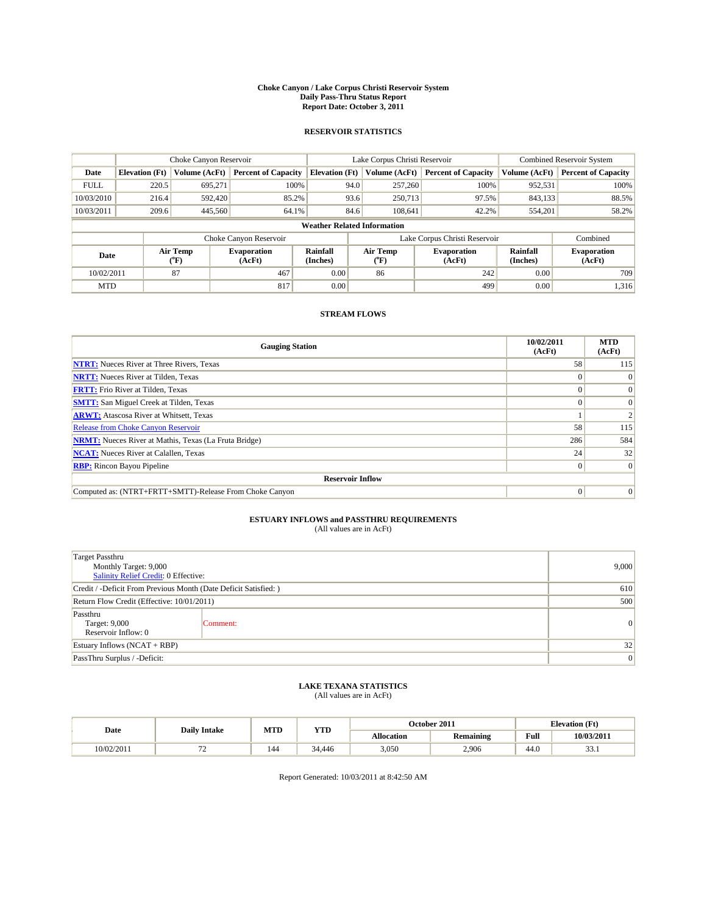**Choke Canyon / Lake Corpus Christi Reservoir System**
**Daily Pass-Thru Status Report**
**Report Date: October 3, 2011**

## RESERVOIR STATISTICS

| | Choke Canyon Reservoir | | | Lake Corpus Christi Reservoir | | | Combined Reservoir System | |
|---|---|---|---|---|---|---|---|---|
| **Date** | **Elevation (Ft)** | **Volume (AcFt)** | **Percent of Capacity** | **Elevation (Ft)** | **Volume (AcFt)** | **Percent of Capacity** | **Volume (AcFt)** | **Percent of Capacity** |
| FULL | 220.5 | 695,271 | 100% | 94.0 | 257,260 | 100% | 952,531 | 100% |
| 10/03/2010 | 216.4 | 592,420 | 85.2% | 93.6 | 250,713 | 97.5% | 843,133 | 88.5% |
| 10/03/2011 | 209.6 | 445,560 | 64.1% | 84.6 | 108,641 | 42.2% | 554,201 | 58.2% |

**Weather Related Information**

| | Choke Canyon Reservoir | | | Lake Corpus Christi Reservoir | | | Combined |
|---|---|---|---|---|---|---|---|
| **Date** | **Air Temp (°F)** | **Evaporation (AcFt)** | **Rainfall (Inches)** | **Air Temp (°F)** | **Evaporation (AcFt)** | **Rainfall (Inches)** | **Evaporation (AcFt)** |
| 10/02/2011 | 87 | 467 | 0.00 | 86 | 242 | 0.00 | 709 |
| MTD | | 817 | 0.00 | | 499 | 0.00 | 1,316 |

## STREAM FLOWS

| Gauging Station | 10/02/2011 (AcFt) | MTD (AcFt) |
|---|---|---|
| **NTRT:** Nueces River at Three Rivers, Texas | 58 | 115 |
| **NRTT:** Nueces River at Tilden, Texas | 0 | 0 |
| **FRTT:** Frio River at Tilden, Texas | 0 | 0 |
| **SMTT:** San Miguel Creek at Tilden, Texas | 0 | 0 |
| **ARWT:** Atascosa River at Whitsett, Texas | 1 | 2 |
| Release from Choke Canyon Reservoir | 58 | 115 |
| **NRMT:** Nueces River at Mathis, Texas (La Fruta Bridge) | 286 | 584 |
| **NCAT:** Nueces River at Calallen, Texas | 24 | 32 |
| **RBP:** Rincon Bayou Pipeline | 0 | 0 |
| **Reservoir Inflow** | | |
| Computed as: (NTRT+FRTT+SMTT)-Release From Choke Canyon | 0 | 0 |

## ESTUARY INFLOWS and PASSTHRU REQUIREMENTS
(All values are in AcFt)

| | |
|---|---|
| Target Passthru<br>Monthly Target: 9,000<br>Salinity Relief Credit: 0 Effective: | 9,000 |
| Credit / -Deficit From Previous Month (Date Deficit Satisfied: ) | 610 |
| Return Flow Credit (Effective: 10/01/2011) | 500 |
| Passthru<br>Target: 9,000<br>Reservoir Inflow: 0 — Comment: | 0 |
| Estuary Inflows (NCAT + RBP) | 32 |
| PassThru Surplus / -Deficit: | 0 |

## LAKE TEXANA STATISTICS
(All values are in AcFt)

| Date | Daily Intake | MTD | YTD | October 2011 | | Elevation (Ft) | |
|---|---|---|---|---|---|---|---|
| | | | | **Allocation** | **Remaining** | **Full** | **10/03/2011** |
| 10/02/2011 | 72 | 144 | 34,446 | 3,050 | 2,906 | 44.0 | 33.1 |

Report Generated: 10/03/2011 at 8:42:50 AM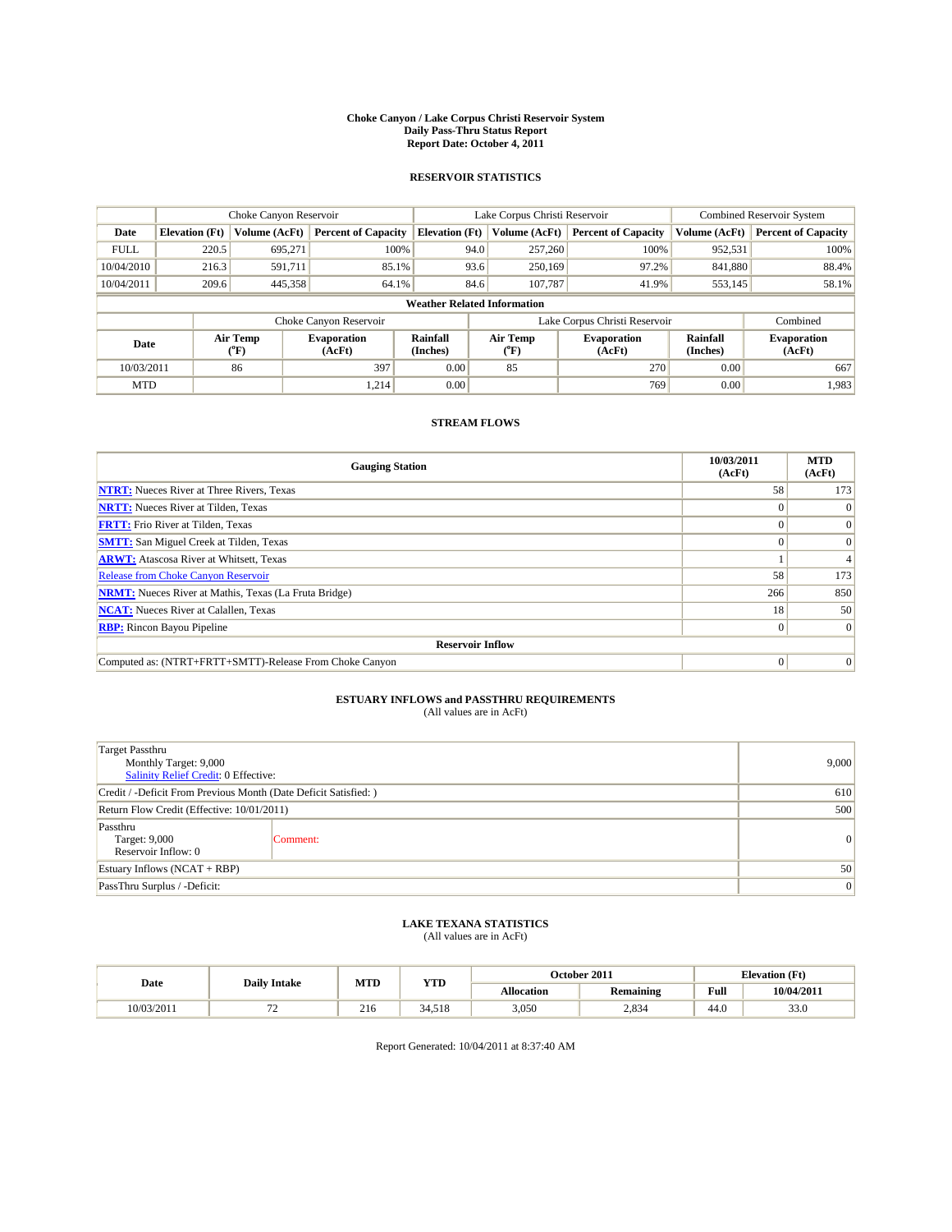# Choke Canyon / Lake Corpus Christi Reservoir System
## Daily Pass-Thru Status Report
## Report Date: October 4, 2011

### RESERVOIR STATISTICS

| | Choke Canyon Reservoir | | | Lake Corpus Christi Reservoir | | | Combined Reservoir System | |
|---|---|---|---|---|---|---|---|---|
| Date | Elevation (Ft) | Volume (AcFt) | Percent of Capacity | Elevation (Ft) | Volume (AcFt) | Percent of Capacity | Volume (AcFt) | Percent of Capacity |
| FULL | 220.5 | 695,271 | 100% | 94.0 | 257,260 | 100% | 952,531 | 100% |
| 10/04/2010 | 216.3 | 591,711 | 85.1% | 93.6 | 250,169 | 97.2% | 841,880 | 88.4% |
| 10/04/2011 | 209.6 | 445,358 | 64.1% | 84.6 | 107,787 | 41.9% | 553,145 | 58.1% |

**Weather Related Information**

| | Choke Canyon Reservoir | | | Lake Corpus Christi Reservoir | | | Combined |
|---|---|---|---|---|---|---|---|
| Date | Air Temp (°F) | Evaporation (AcFt) | Rainfall (Inches) | Air Temp (°F) | Evaporation (AcFt) | Rainfall (Inches) | Evaporation (AcFt) |
| 10/03/2011 | 86 | 397 | 0.00 | 85 | 270 | 0.00 | 667 |
| MTD | | 1,214 | 0.00 | | 769 | 0.00 | 1,983 |

### STREAM FLOWS

| Gauging Station | 10/03/2011 (AcFt) | MTD (AcFt) |
|---|---|---|
| NTRT: Nueces River at Three Rivers, Texas | 58 | 173 |
| NRTT: Nueces River at Tilden, Texas | 0 | 0 |
| FRTT: Frio River at Tilden, Texas | 0 | 0 |
| SMTT: San Miguel Creek at Tilden, Texas | 0 | 0 |
| ARWT: Atascosa River at Whitsett, Texas | 1 | 4 |
| Release from Choke Canyon Reservoir | 58 | 173 |
| NRMT: Nueces River at Mathis, Texas (La Fruta Bridge) | 266 | 850 |
| NCAT: Nueces River at Calallen, Texas | 18 | 50 |
| RBP: Rincon Bayou Pipeline | 0 | 0 |
| **Reservoir Inflow** | | |
| Computed as: (NTRT+FRTT+SMTT)-Release From Choke Canyon | 0 | 0 |

### ESTUARY INFLOWS and PASSTHRU REQUIREMENTS
(All values are in AcFt)

| | |
|---|---|
| Target Passthru<br>Monthly Target: 9,000<br>Salinity Relief Credit: 0 Effective: | 9,000 |
| Credit / -Deficit From Previous Month (Date Deficit Satisfied: ) | 610 |
| Return Flow Credit (Effective: 10/01/2011) | 500 |
| Passthru<br>Target: 9,000<br>Reservoir Inflow: 0 — Comment: | 0 |
| Estuary Inflows (NCAT + RBP) | 50 |
| PassThru Surplus / -Deficit: | 0 |

### LAKE TEXANA STATISTICS
(All values are in AcFt)

| Date | Daily Intake | MTD | YTD | October 2011 | | Elevation (Ft) | |
|---|---|---|---|---|---|---|---|
| | | | | Allocation | Remaining | Full | 10/04/2011 |
| 10/03/2011 | 72 | 216 | 34,518 | 3,050 | 2,834 | 44.0 | 33.0 |

Report Generated: 10/04/2011 at 8:37:40 AM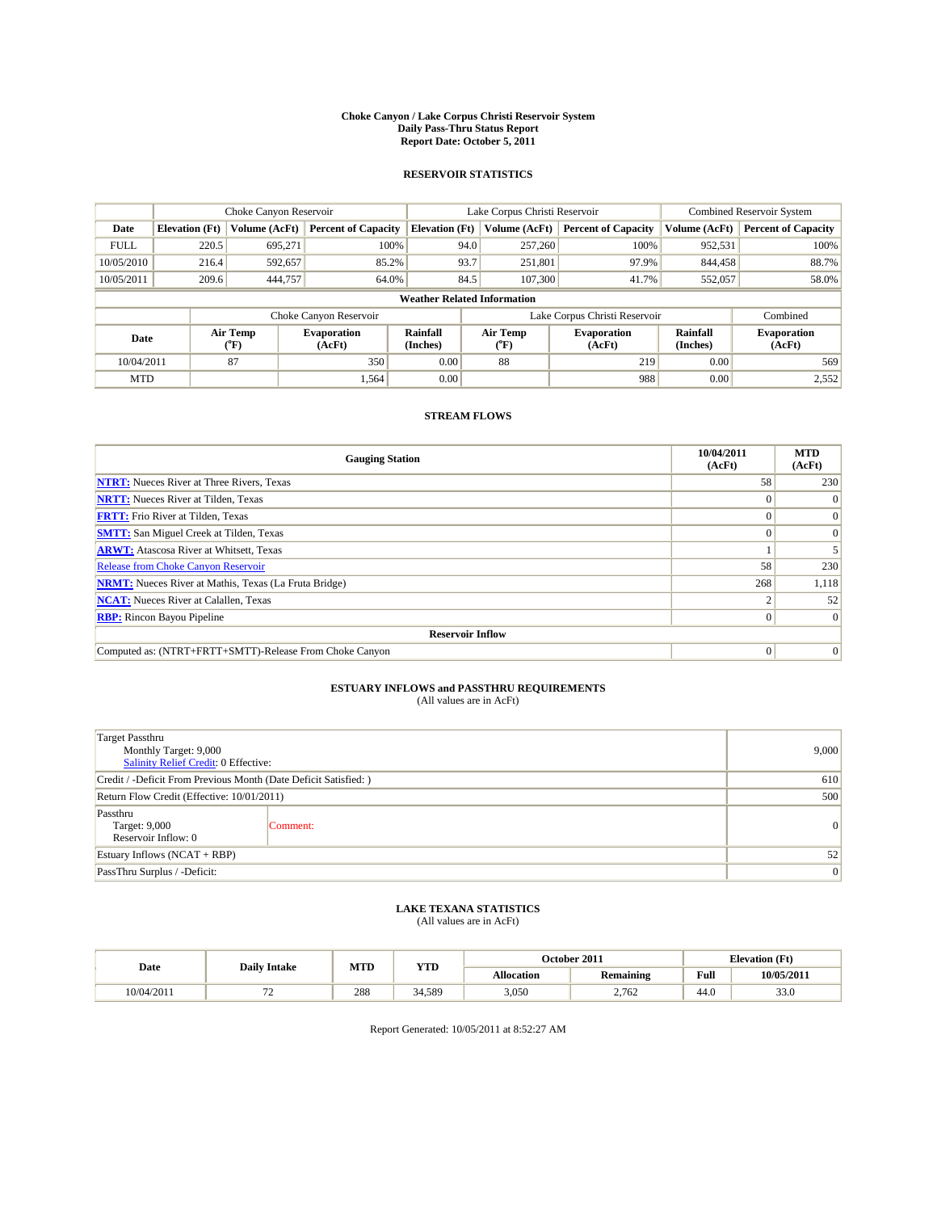# Choke Canyon / Lake Corpus Christi Reservoir System
## Daily Pass-Thru Status Report
## Report Date: October 5, 2011

### RESERVOIR STATISTICS

| | Choke Canyon Reservoir | | | Lake Corpus Christi Reservoir | | | Combined Reservoir System | |
|---|---|---|---|---|---|---|---|---|
| Date | Elevation (Ft) | Volume (AcFt) | Percent of Capacity | Elevation (Ft) | Volume (AcFt) | Percent of Capacity | Volume (AcFt) | Percent of Capacity |
| FULL | 220.5 | 695,271 | 100% | 94.0 | 257,260 | 100% | 952,531 | 100% |
| 10/05/2010 | 216.4 | 592,657 | 85.2% | 93.7 | 251,801 | 97.9% | 844,458 | 88.7% |
| 10/05/2011 | 209.6 | 444,757 | 64.0% | 84.5 | 107,300 | 41.7% | 552,057 | 58.0% |

**Weather Related Information**

| | Choke Canyon Reservoir | | | Lake Corpus Christi Reservoir | | | Combined |
|---|---|---|---|---|---|---|---|
| Date | Air Temp (°F) | Evaporation (AcFt) | Rainfall (Inches) | Air Temp (°F) | Evaporation (AcFt) | Rainfall (Inches) | Evaporation (AcFt) |
| 10/04/2011 | 87 | 350 | 0.00 | 88 | 219 | 0.00 | 569 |
| MTD | | 1,564 | 0.00 | | 988 | 0.00 | 2,552 |

### STREAM FLOWS

| Gauging Station | 10/04/2011 (AcFt) | MTD (AcFt) |
|---|---|---|
| NTRT: Nueces River at Three Rivers, Texas | 58 | 230 |
| NRTT: Nueces River at Tilden, Texas | 0 | 0 |
| FRTT: Frio River at Tilden, Texas | 0 | 0 |
| SMTT: San Miguel Creek at Tilden, Texas | 0 | 0 |
| ARWT: Atascosa River at Whitsett, Texas | 1 | 5 |
| Release from Choke Canyon Reservoir | 58 | 230 |
| NRMT: Nueces River at Mathis, Texas (La Fruta Bridge) | 268 | 1,118 |
| NCAT: Nueces River at Calallen, Texas | 2 | 52 |
| RBP: Rincon Bayou Pipeline | 0 | 0 |
| **Reservoir Inflow** | | |
| Computed as: (NTRT+FRTT+SMTT)-Release From Choke Canyon | 0 | 0 |

### ESTUARY INFLOWS and PASSTHRU REQUIREMENTS
(All values are in AcFt)

| | |
|---|---|
| Target Passthru<br>Monthly Target: 9,000<br>Salinity Relief Credit: 0 Effective: | 9,000 |
| Credit / -Deficit From Previous Month (Date Deficit Satisfied: ) | 610 |
| Return Flow Credit (Effective: 10/01/2011) | 500 |
| Passthru<br>Target: 9,000<br>Reservoir Inflow: 0 &nbsp;&nbsp; Comment: | 0 |
| Estuary Inflows (NCAT + RBP) | 52 |
| PassThru Surplus / -Deficit: | 0 |

### LAKE TEXANA STATISTICS
(All values are in AcFt)

| Date | Daily Intake | MTD | YTD | October 2011 | | Elevation (Ft) | |
|---|---|---|---|---|---|---|---|
| | | | | Allocation | Remaining | Full | 10/05/2011 |
| 10/04/2011 | 72 | 288 | 34,589 | 3,050 | 2,762 | 44.0 | 33.0 |

Report Generated: 10/05/2011 at 8:52:27 AM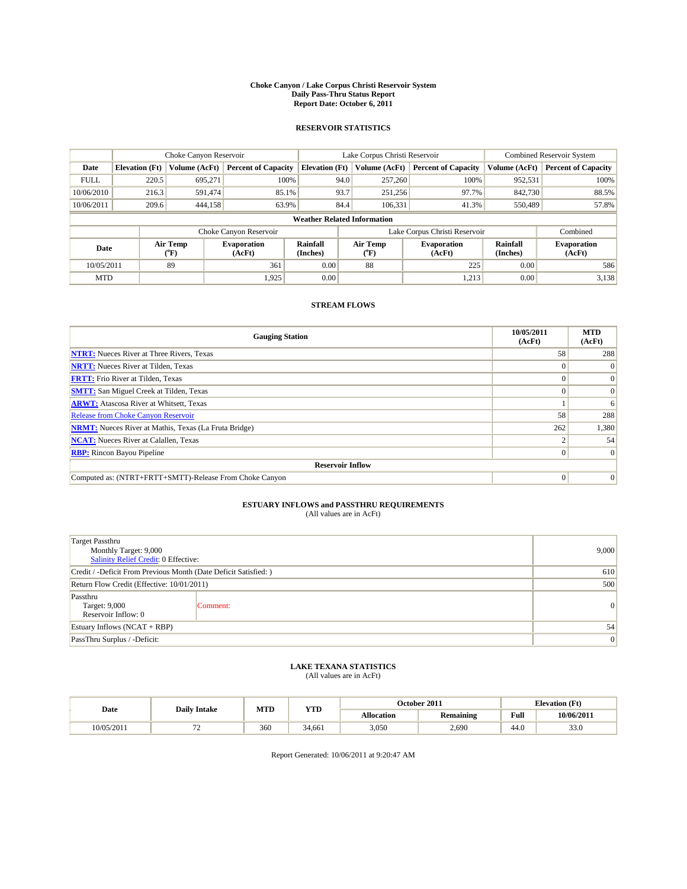# Choke Canyon / Lake Corpus Christi Reservoir System
## Daily Pass-Thru Status Report
### Report Date: October 6, 2011

## RESERVOIR STATISTICS

| | Choke Canyon Reservoir | | | Lake Corpus Christi Reservoir | | | Combined Reservoir System | |
|---|---|---|---|---|---|---|---|---|
| Date | Elevation (Ft) | Volume (AcFt) | Percent of Capacity | Elevation (Ft) | Volume (AcFt) | Percent of Capacity | Volume (AcFt) | Percent of Capacity |
| FULL | 220.5 | 695,271 | 100% | 94.0 | 257,260 | 100% | 952,531 | 100% |
| 10/06/2010 | 216.3 | 591,474 | 85.1% | 93.7 | 251,256 | 97.7% | 842,730 | 88.5% |
| 10/06/2011 | 209.6 | 444,158 | 63.9% | 84.4 | 106,331 | 41.3% | 550,489 | 57.8% |

**Weather Related Information**

| | Choke Canyon Reservoir | | | Lake Corpus Christi Reservoir | | | Combined |
|---|---|---|---|---|---|---|---|
| Date | Air Temp (°F) | Evaporation (AcFt) | Rainfall (Inches) | Air Temp (°F) | Evaporation (AcFt) | Rainfall (Inches) | Evaporation (AcFt) |
| 10/05/2011 | 89 | 361 | 0.00 | 88 | 225 | 0.00 | 586 |
| MTD | | 1,925 | 0.00 | | 1,213 | 0.00 | 3,138 |

## STREAM FLOWS

| Gauging Station | 10/05/2011 (AcFt) | MTD (AcFt) |
|---|---|---|
| NTRT: Nueces River at Three Rivers, Texas | 58 | 288 |
| NRTT: Nueces River at Tilden, Texas | 0 | 0 |
| FRTT: Frio River at Tilden, Texas | 0 | 0 |
| SMTT: San Miguel Creek at Tilden, Texas | 0 | 0 |
| ARWT: Atascosa River at Whitsett, Texas | 1 | 6 |
| Release from Choke Canyon Reservoir | 58 | 288 |
| NRMT: Nueces River at Mathis, Texas (La Fruta Bridge) | 262 | 1,380 |
| NCAT: Nueces River at Calallen, Texas | 2 | 54 |
| RBP: Rincon Bayou Pipeline | 0 | 0 |
| **Reservoir Inflow** | | |
| Computed as: (NTRT+FRTT+SMTT)-Release From Choke Canyon | 0 | 0 |

## ESTUARY INFLOWS and PASSTHRU REQUIREMENTS
(All values are in AcFt)

| | | |
|---|---|---|
| Target Passthru<br>Monthly Target: 9,000<br>Salinity Relief Credit: 0 Effective: | | 9,000 |
| Credit / -Deficit From Previous Month (Date Deficit Satisfied: ) | | 610 |
| Return Flow Credit (Effective: 10/01/2011) | | 500 |
| Passthru<br>Target: 9,000<br>Reservoir Inflow: 0 | Comment: | 0 |
| Estuary Inflows (NCAT + RBP) | | 54 |
| PassThru Surplus / -Deficit: | | 0 |

## LAKE TEXANA STATISTICS
(All values are in AcFt)

| Date | Daily Intake | MTD | YTD | October 2011 | | Elevation (Ft) | |
|---|---|---|---|---|---|---|---|
| | | | | Allocation | Remaining | Full | 10/06/2011 |
| 10/05/2011 | 72 | 360 | 34,661 | 3,050 | 2,690 | 44.0 | 33.0 |

Report Generated: 10/06/2011 at 9:20:47 AM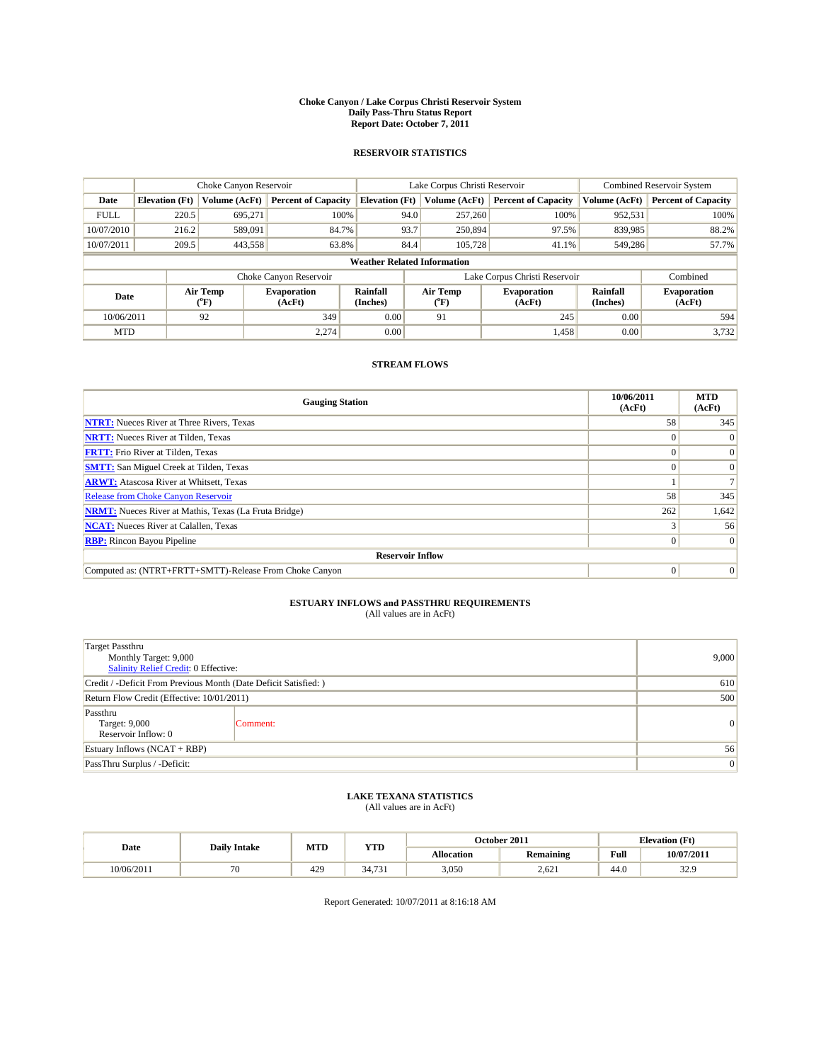# Choke Canyon / Lake Corpus Christi Reservoir System
## Daily Pass-Thru Status Report
## Report Date: October 7, 2011

### RESERVOIR STATISTICS

| | Choke Canyon Reservoir | | | Lake Corpus Christi Reservoir | | | Combined Reservoir System | |
|---|---|---|---|---|---|---|---|---|
| Date | Elevation (Ft) | Volume (AcFt) | Percent of Capacity | Elevation (Ft) | Volume (AcFt) | Percent of Capacity | Volume (AcFt) | Percent of Capacity |
| FULL | 220.5 | 695,271 | 100% | 94.0 | 257,260 | 100% | 952,531 | 100% |
| 10/07/2010 | 216.2 | 589,091 | 84.7% | 93.7 | 250,894 | 97.5% | 839,985 | 88.2% |
| 10/07/2011 | 209.5 | 443,558 | 63.8% | 84.4 | 105,728 | 41.1% | 549,286 | 57.7% |

**Weather Related Information**

| | Choke Canyon Reservoir | | | Lake Corpus Christi Reservoir | | | Combined |
|---|---|---|---|---|---|---|---|
| Date | Air Temp (°F) | Evaporation (AcFt) | Rainfall (Inches) | Air Temp (°F) | Evaporation (AcFt) | Rainfall (Inches) | Evaporation (AcFt) |
| 10/06/2011 | 92 | 349 | 0.00 | 91 | 245 | 0.00 | 594 |
| MTD | | 2,274 | 0.00 | | 1,458 | 0.00 | 3,732 |

### STREAM FLOWS

| Gauging Station | 10/06/2011 (AcFt) | MTD (AcFt) |
|---|---|---|
| NTRT: Nueces River at Three Rivers, Texas | 58 | 345 |
| NRTT: Nueces River at Tilden, Texas | 0 | 0 |
| FRTT: Frio River at Tilden, Texas | 0 | 0 |
| SMTT: San Miguel Creek at Tilden, Texas | 0 | 0 |
| ARWT: Atascosa River at Whitsett, Texas | 1 | 7 |
| Release from Choke Canyon Reservoir | 58 | 345 |
| NRMT: Nueces River at Mathis, Texas (La Fruta Bridge) | 262 | 1,642 |
| NCAT: Nueces River at Calallen, Texas | 3 | 56 |
| RBP: Rincon Bayou Pipeline | 0 | 0 |
| **Reservoir Inflow** | | |
| Computed as: (NTRT+FRTT+SMTT)-Release From Choke Canyon | 0 | 0 |

### ESTUARY INFLOWS and PASSTHRU REQUIREMENTS
(All values are in AcFt)

| | | |
|---|---|---|
| Target Passthru<br>Monthly Target: 9,000<br>Salinity Relief Credit: 0 Effective: | | 9,000 |
| Credit / -Deficit From Previous Month (Date Deficit Satisfied: ) | | 610 |
| Return Flow Credit (Effective: 10/01/2011) | | 500 |
| Passthru<br>Target: 9,000<br>Reservoir Inflow: 0 | Comment: | 0 |
| Estuary Inflows (NCAT + RBP) | | 56 |
| PassThru Surplus / -Deficit: | | 0 |

### LAKE TEXANA STATISTICS
(All values are in AcFt)

| Date | Daily Intake | MTD | YTD | October 2011 | | Elevation (Ft) | |
|---|---|---|---|---|---|---|---|
| | | | | Allocation | Remaining | Full | 10/07/2011 |
| 10/06/2011 | 70 | 429 | 34,731 | 3,050 | 2,621 | 44.0 | 32.9 |

Report Generated: 10/07/2011 at 8:16:18 AM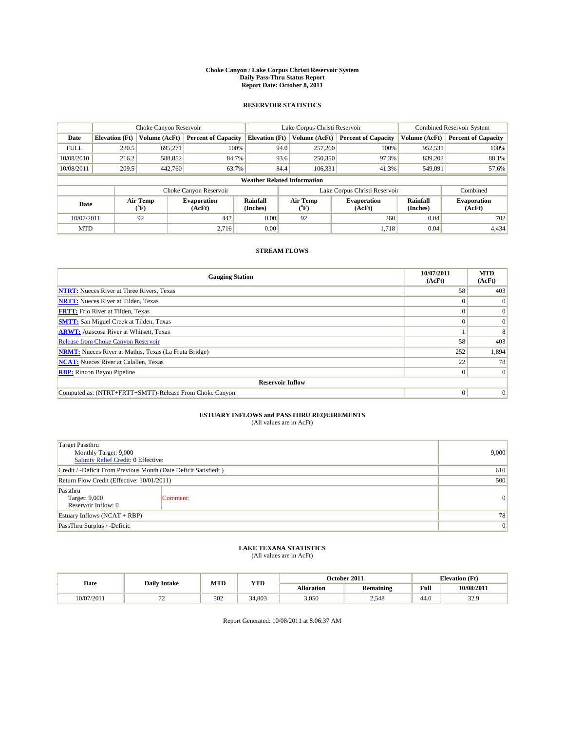# Choke Canyon / Lake Corpus Christi Reservoir System
## Daily Pass-Thru Status Report
## Report Date: October 8, 2011

### RESERVOIR STATISTICS

| | Choke Canyon Reservoir | | | Lake Corpus Christi Reservoir | | | Combined Reservoir System | |
|---|---|---|---|---|---|---|---|---|
| Date | Elevation (Ft) | Volume (AcFt) | Percent of Capacity | Elevation (Ft) | Volume (AcFt) | Percent of Capacity | Volume (AcFt) | Percent of Capacity |
| FULL | 220.5 | 695,271 | 100% | 94.0 | 257,260 | 100% | 952,531 | 100% |
| 10/08/2010 | 216.2 | 588,852 | 84.7% | 93.6 | 250,350 | 97.3% | 839,202 | 88.1% |
| 10/08/2011 | 209.5 | 442,760 | 63.7% | 84.4 | 106,331 | 41.3% | 549,091 | 57.6% |

**Weather Related Information**

| | Choke Canyon Reservoir | | | Lake Corpus Christi Reservoir | | | Combined |
|---|---|---|---|---|---|---|---|
| Date | Air Temp (°F) | Evaporation (AcFt) | Rainfall (Inches) | Air Temp (°F) | Evaporation (AcFt) | Rainfall (Inches) | Evaporation (AcFt) |
| 10/07/2011 | 92 | 442 | 0.00 | 92 | 260 | 0.04 | 702 |
| MTD | | 2,716 | 0.00 | | 1,718 | 0.04 | 4,434 |

### STREAM FLOWS

| Gauging Station | 10/07/2011 (AcFt) | MTD (AcFt) |
|---|---|---|
| NTRT: Nueces River at Three Rivers, Texas | 58 | 403 |
| NRTT: Nueces River at Tilden, Texas | 0 | 0 |
| FRTT: Frio River at Tilden, Texas | 0 | 0 |
| SMTT: San Miguel Creek at Tilden, Texas | 0 | 0 |
| ARWT: Atascosa River at Whitsett, Texas | 1 | 8 |
| Release from Choke Canyon Reservoir | 58 | 403 |
| NRMT: Nueces River at Mathis, Texas (La Fruta Bridge) | 252 | 1,894 |
| NCAT: Nueces River at Calallen, Texas | 22 | 78 |
| RBP: Rincon Bayou Pipeline | 0 | 0 |
| **Reservoir Inflow** | | |
| Computed as: (NTRT+FRTT+SMTT)-Release From Choke Canyon | 0 | 0 |

### ESTUARY INFLOWS and PASSTHRU REQUIREMENTS
(All values are in AcFt)

| | |
|---|---|
| Target Passthru<br>Monthly Target: 9,000<br>Salinity Relief Credit: 0 Effective: | 9,000 |
| Credit / -Deficit From Previous Month (Date Deficit Satisfied: ) | 610 |
| Return Flow Credit (Effective: 10/01/2011) | 500 |
| Passthru<br>Target: 9,000<br>Reservoir Inflow: 0 — Comment: | 0 |
| Estuary Inflows (NCAT + RBP) | 78 |
| PassThru Surplus / -Deficit: | 0 |

### LAKE TEXANA STATISTICS
(All values are in AcFt)

| Date | Daily Intake | MTD | YTD | October 2011 | | Elevation (Ft) | |
|---|---|---|---|---|---|---|---|
| | | | | Allocation | Remaining | Full | 10/08/2011 |
| 10/07/2011 | 72 | 502 | 34,803 | 3,050 | 2,548 | 44.0 | 32.9 |

Report Generated: 10/08/2011 at 8:06:37 AM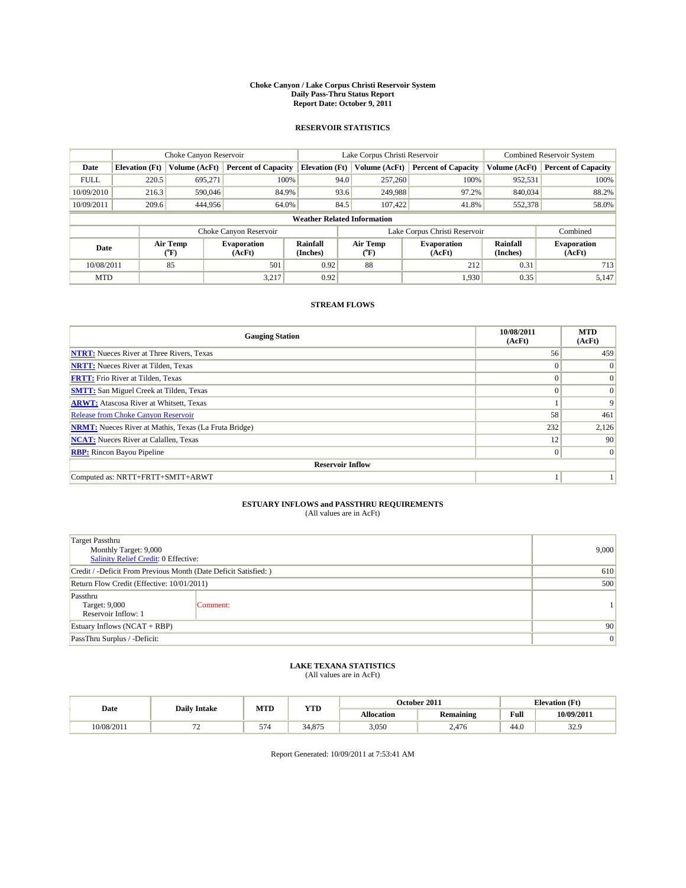# Choke Canyon / Lake Corpus Christi Reservoir System
## Daily Pass-Thru Status Report
## Report Date: October 9, 2011

### RESERVOIR STATISTICS

| | Choke Canyon Reservoir | | | Lake Corpus Christi Reservoir | | | Combined Reservoir System | |
|---|---|---|---|---|---|---|---|---|
| Date | Elevation (Ft) | Volume (AcFt) | Percent of Capacity | Elevation (Ft) | Volume (AcFt) | Percent of Capacity | Volume (AcFt) | Percent of Capacity |
| FULL | 220.5 | 695,271 | 100% | 94.0 | 257,260 | 100% | 952,531 | 100% |
| 10/09/2010 | 216.3 | 590,046 | 84.9% | 93.6 | 249,988 | 97.2% | 840,034 | 88.2% |
| 10/09/2011 | 209.6 | 444,956 | 64.0% | 84.5 | 107,422 | 41.8% | 552,378 | 58.0% |

**Weather Related Information**

| | Choke Canyon Reservoir | | | Lake Corpus Christi Reservoir | | | Combined |
|---|---|---|---|---|---|---|---|
| Date | Air Temp (°F) | Evaporation (AcFt) | Rainfall (Inches) | Air Temp (°F) | Evaporation (AcFt) | Rainfall (Inches) | Evaporation (AcFt) |
| 10/08/2011 | 85 | 501 | 0.92 | 88 | 212 | 0.31 | 713 |
| MTD | | 3,217 | 0.92 | | 1,930 | 0.35 | 5,147 |

### STREAM FLOWS

| Gauging Station | 10/08/2011 (AcFt) | MTD (AcFt) |
|---|---|---|
| NTRT: Nueces River at Three Rivers, Texas | 56 | 459 |
| NRTT: Nueces River at Tilden, Texas | 0 | 0 |
| FRTT: Frio River at Tilden, Texas | 0 | 0 |
| SMTT: San Miguel Creek at Tilden, Texas | 0 | 0 |
| ARWT: Atascosa River at Whitsett, Texas | 1 | 9 |
| Release from Choke Canyon Reservoir | 58 | 461 |
| NRMT: Nueces River at Mathis, Texas (La Fruta Bridge) | 232 | 2,126 |
| NCAT: Nueces River at Calallen, Texas | 12 | 90 |
| RBP: Rincon Bayou Pipeline | 0 | 0 |
| **Reservoir Inflow** | | |
| Computed as: NRTT+FRTT+SMTT+ARWT | 1 | 1 |

### ESTUARY INFLOWS and PASSTHRU REQUIREMENTS
(All values are in AcFt)

| | |
|---|---|
| Target Passthru<br>Monthly Target: 9,000<br>Salinity Relief Credit: 0 Effective: | 9,000 |
| Credit / -Deficit From Previous Month (Date Deficit Satisfied: ) | 610 |
| Return Flow Credit (Effective: 10/01/2011) | 500 |
| Passthru<br>Target: 9,000<br>Reservoir Inflow: 1 — Comment: | 1 |
| Estuary Inflows (NCAT + RBP) | 90 |
| PassThru Surplus / -Deficit: | 0 |

### LAKE TEXANA STATISTICS
(All values are in AcFt)

| Date | Daily Intake | MTD | YTD | October 2011 | | Elevation (Ft) | |
|---|---|---|---|---|---|---|---|
| | | | | Allocation | Remaining | Full | 10/09/2011 |
| 10/08/2011 | 72 | 574 | 34,875 | 3,050 | 2,476 | 44.0 | 32.9 |

Report Generated: 10/09/2011 at 7:53:41 AM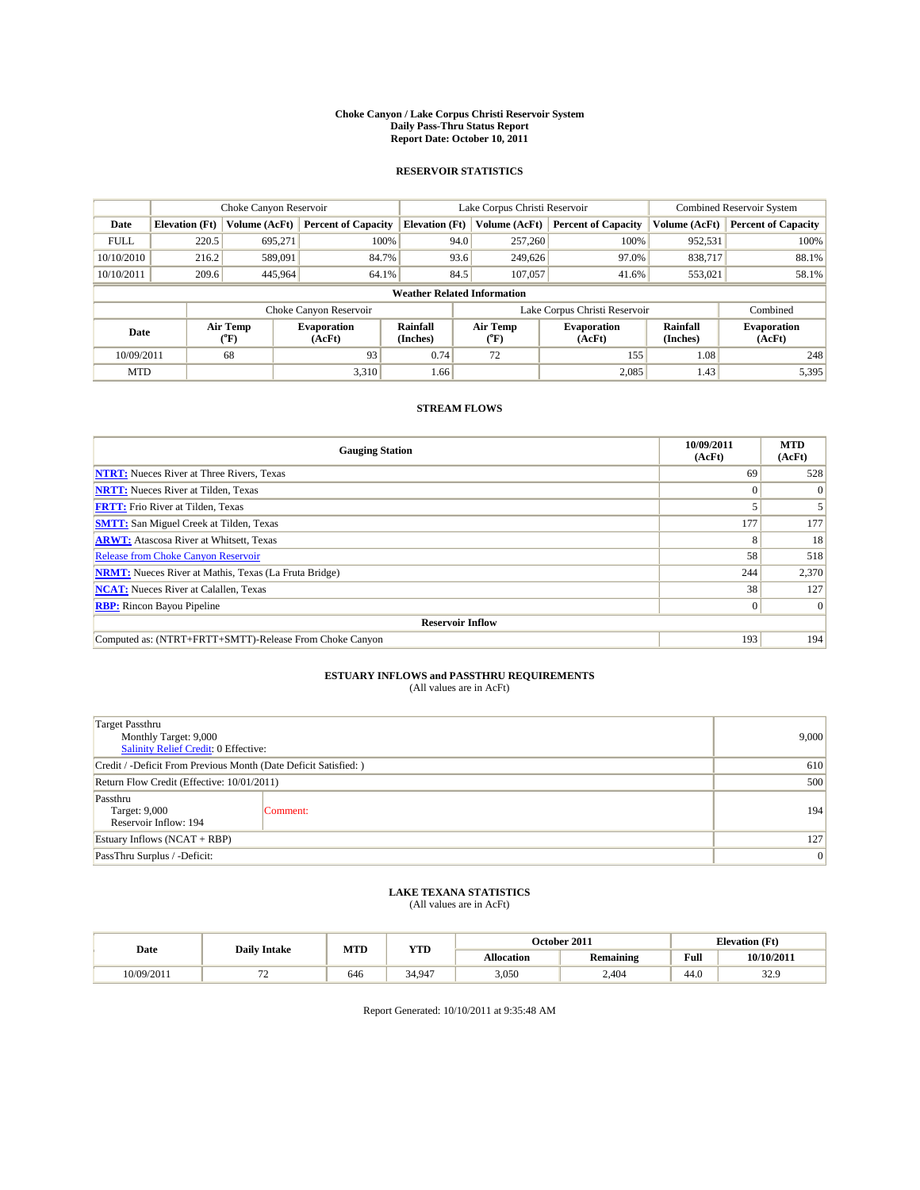# Choke Canyon / Lake Corpus Christi Reservoir System
## Daily Pass-Thru Status Report
## Report Date: October 10, 2011

### RESERVOIR STATISTICS

| | Choke Canyon Reservoir | | | Lake Corpus Christi Reservoir | | | Combined Reservoir System | |
|---|---|---|---|---|---|---|---|---|
| Date | Elevation (Ft) | Volume (AcFt) | Percent of Capacity | Elevation (Ft) | Volume (AcFt) | Percent of Capacity | Volume (AcFt) | Percent of Capacity |
| FULL | 220.5 | 695,271 | 100% | 94.0 | 257,260 | 100% | 952,531 | 100% |
| 10/10/2010 | 216.2 | 589,091 | 84.7% | 93.6 | 249,626 | 97.0% | 838,717 | 88.1% |
| 10/10/2011 | 209.6 | 445,964 | 64.1% | 84.5 | 107,057 | 41.6% | 553,021 | 58.1% |

**Weather Related Information**

| | Choke Canyon Reservoir | | | Lake Corpus Christi Reservoir | | | Combined |
|---|---|---|---|---|---|---|---|
| Date | Air Temp (°F) | Evaporation (AcFt) | Rainfall (Inches) | Air Temp (°F) | Evaporation (AcFt) | Rainfall (Inches) | Evaporation (AcFt) |
| 10/09/2011 | 68 | 93 | 0.74 | 72 | 155 | 1.08 | 248 |
| MTD | | 3,310 | 1.66 | | 2,085 | 1.43 | 5,395 |

### STREAM FLOWS

| Gauging Station | 10/09/2011 (AcFt) | MTD (AcFt) |
|---|---|---|
| NTRT: Nueces River at Three Rivers, Texas | 69 | 528 |
| NRTT: Nueces River at Tilden, Texas | 0 | 0 |
| FRTT: Frio River at Tilden, Texas | 5 | 5 |
| SMTT: San Miguel Creek at Tilden, Texas | 177 | 177 |
| ARWT: Atascosa River at Whitsett, Texas | 8 | 18 |
| Release from Choke Canyon Reservoir | 58 | 518 |
| NRMT: Nueces River at Mathis, Texas (La Fruta Bridge) | 244 | 2,370 |
| NCAT: Nueces River at Calallen, Texas | 38 | 127 |
| RBP: Rincon Bayou Pipeline | 0 | 0 |
| **Reservoir Inflow** | | |
| Computed as: (NTRT+FRTT+SMTT)-Release From Choke Canyon | 193 | 194 |

### ESTUARY INFLOWS and PASSTHRU REQUIREMENTS
(All values are in AcFt)

| | |
|---|---|
| Target Passthru<br>Monthly Target: 9,000<br>Salinity Relief Credit: 0 Effective: | 9,000 |
| Credit / -Deficit From Previous Month (Date Deficit Satisfied: ) | 610 |
| Return Flow Credit (Effective: 10/01/2011) | 500 |
| Passthru<br>Target: 9,000<br>Reservoir Inflow: 194 — Comment: | 194 |
| Estuary Inflows (NCAT + RBP) | 127 |
| PassThru Surplus / -Deficit: | 0 |

### LAKE TEXANA STATISTICS
(All values are in AcFt)

| Date | Daily Intake | MTD | YTD | October 2011 | | Elevation (Ft) | |
|---|---|---|---|---|---|---|---|
| | | | | Allocation | Remaining | Full | 10/10/2011 |
| 10/09/2011 | 72 | 646 | 34,947 | 3,050 | 2,404 | 44.0 | 32.9 |

Report Generated: 10/10/2011 at 9:35:48 AM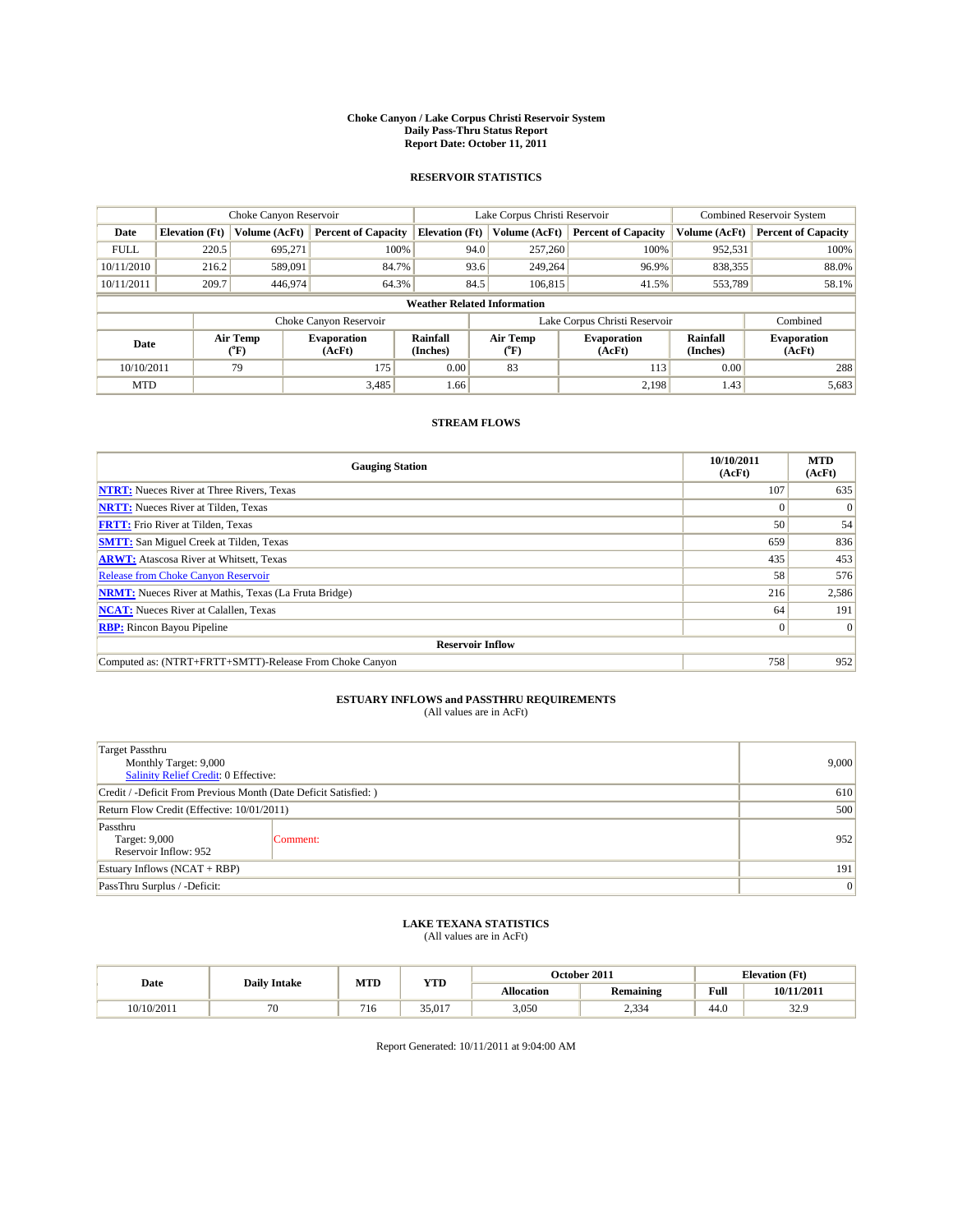# Choke Canyon / Lake Corpus Christi Reservoir System
## Daily Pass-Thru Status Report
### Report Date: October 11, 2011

## RESERVOIR STATISTICS

| | Choke Canyon Reservoir | | | Lake Corpus Christi Reservoir | | | Combined Reservoir System | |
|---|---|---|---|---|---|---|---|---|
| Date | Elevation (Ft) | Volume (AcFt) | Percent of Capacity | Elevation (Ft) | Volume (AcFt) | Percent of Capacity | Volume (AcFt) | Percent of Capacity |
| FULL | 220.5 | 695,271 | 100% | 94.0 | 257,260 | 100% | 952,531 | 100% |
| 10/11/2010 | 216.2 | 589,091 | 84.7% | 93.6 | 249,264 | 96.9% | 838,355 | 88.0% |
| 10/11/2011 | 209.7 | 446,974 | 64.3% | 84.5 | 106,815 | 41.5% | 553,789 | 58.1% |

**Weather Related Information**

| | Choke Canyon Reservoir | | | Lake Corpus Christi Reservoir | | | Combined |
|---|---|---|---|---|---|---|---|
| Date | Air Temp (°F) | Evaporation (AcFt) | Rainfall (Inches) | Air Temp (°F) | Evaporation (AcFt) | Rainfall (Inches) | Evaporation (AcFt) |
| 10/10/2011 | 79 | 175 | 0.00 | 83 | 113 | 0.00 | 288 |
| MTD | | 3,485 | 1.66 | | 2,198 | 1.43 | 5,683 |

## STREAM FLOWS

| Gauging Station | 10/10/2011 (AcFt) | MTD (AcFt) |
|---|---|---|
| NTRT: Nueces River at Three Rivers, Texas | 107 | 635 |
| NRTT: Nueces River at Tilden, Texas | 0 | 0 |
| FRTT: Frio River at Tilden, Texas | 50 | 54 |
| SMTT: San Miguel Creek at Tilden, Texas | 659 | 836 |
| ARWT: Atascosa River at Whitsett, Texas | 435 | 453 |
| Release from Choke Canyon Reservoir | 58 | 576 |
| NRMT: Nueces River at Mathis, Texas (La Fruta Bridge) | 216 | 2,586 |
| NCAT: Nueces River at Calallen, Texas | 64 | 191 |
| RBP: Rincon Bayou Pipeline | 0 | 0 |
| **Reservoir Inflow** | | |
| Computed as: (NTRT+FRTT+SMTT)-Release From Choke Canyon | 758 | 952 |

## ESTUARY INFLOWS and PASSTHRU REQUIREMENTS
(All values are in AcFt)

| | |
|---|---|
| Target Passthru<br>Monthly Target: 9,000<br>Salinity Relief Credit: 0 Effective: | 9,000 |
| Credit / -Deficit From Previous Month (Date Deficit Satisfied: ) | 610 |
| Return Flow Credit (Effective: 10/01/2011) | 500 |
| Passthru<br>Target: 9,000<br>Reservoir Inflow: 952 &nbsp;&nbsp; Comment: | 952 |
| Estuary Inflows (NCAT + RBP) | 191 |
| PassThru Surplus / -Deficit: | 0 |

## LAKE TEXANA STATISTICS
(All values are in AcFt)

| Date | Daily Intake | MTD | YTD | October 2011 | | Elevation (Ft) | |
|---|---|---|---|---|---|---|---|
| | | | | Allocation | Remaining | Full | 10/11/2011 |
| 10/10/2011 | 70 | 716 | 35,017 | 3,050 | 2,334 | 44.0 | 32.9 |

Report Generated: 10/11/2011 at 9:04:00 AM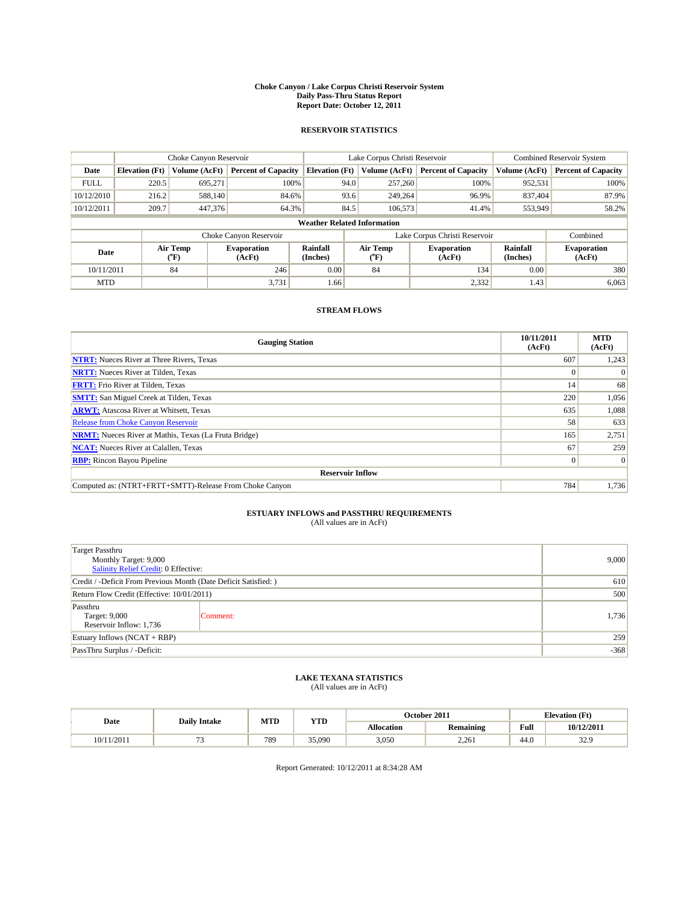# Choke Canyon / Lake Corpus Christi Reservoir System
## Daily Pass-Thru Status Report
### Report Date: October 12, 2011

## RESERVOIR STATISTICS

| | Choke Canyon Reservoir | | | Lake Corpus Christi Reservoir | | | Combined Reservoir System | |
|---|---|---|---|---|---|---|---|---|
| Date | Elevation (Ft) | Volume (AcFt) | Percent of Capacity | Elevation (Ft) | Volume (AcFt) | Percent of Capacity | Volume (AcFt) | Percent of Capacity |
| FULL | 220.5 | 695,271 | 100% | 94.0 | 257,260 | 100% | 952,531 | 100% |
| 10/12/2010 | 216.2 | 588,140 | 84.6% | 93.6 | 249,264 | 96.9% | 837,404 | 87.9% |
| 10/12/2011 | 209.7 | 447,376 | 64.3% | 84.5 | 106,573 | 41.4% | 553,949 | 58.2% |

**Weather Related Information**

| | Choke Canyon Reservoir | | | Lake Corpus Christi Reservoir | | | Combined |
|---|---|---|---|---|---|---|---|
| Date | Air Temp (°F) | Evaporation (AcFt) | Rainfall (Inches) | Air Temp (°F) | Evaporation (AcFt) | Rainfall (Inches) | Evaporation (AcFt) |
| 10/11/2011 | 84 | 246 | 0.00 | 84 | 134 | 0.00 | 380 |
| MTD | | 3,731 | 1.66 | | 2,332 | 1.43 | 6,063 |

## STREAM FLOWS

| Gauging Station | 10/11/2011 (AcFt) | MTD (AcFt) |
|---|---|---|
| NTRT: Nueces River at Three Rivers, Texas | 607 | 1,243 |
| NRTT: Nueces River at Tilden, Texas | 0 | 0 |
| FRTT: Frio River at Tilden, Texas | 14 | 68 |
| SMTT: San Miguel Creek at Tilden, Texas | 220 | 1,056 |
| ARWT: Atascosa River at Whitsett, Texas | 635 | 1,088 |
| Release from Choke Canyon Reservoir | 58 | 633 |
| NRMT: Nueces River at Mathis, Texas (La Fruta Bridge) | 165 | 2,751 |
| NCAT: Nueces River at Calallen, Texas | 67 | 259 |
| RBP: Rincon Bayou Pipeline | 0 | 0 |
| **Reservoir Inflow** | | |
| Computed as: (NTRT+FRTT+SMTT)-Release From Choke Canyon | 784 | 1,736 |

## ESTUARY INFLOWS and PASSTHRU REQUIREMENTS
(All values are in AcFt)

| | | |
|---|---|---|
| Target Passthru<br>Monthly Target: 9,000<br>Salinity Relief Credit: 0 Effective: | | 9,000 |
| Credit / -Deficit From Previous Month (Date Deficit Satisfied: ) | | 610 |
| Return Flow Credit (Effective: 10/01/2011) | | 500 |
| Passthru<br>Target: 9,000<br>Reservoir Inflow: 1,736 | Comment: | 1,736 |
| Estuary Inflows (NCAT + RBP) | | 259 |
| PassThru Surplus / -Deficit: | | -368 |

## LAKE TEXANA STATISTICS
(All values are in AcFt)

| Date | Daily Intake | MTD | YTD | October 2011 | | Elevation (Ft) | |
|---|---|---|---|---|---|---|---|
| | | | | Allocation | Remaining | Full | 10/12/2011 |
| 10/11/2011 | 73 | 789 | 35,090 | 3,050 | 2,261 | 44.0 | 32.9 |

Report Generated: 10/12/2011 at 8:34:28 AM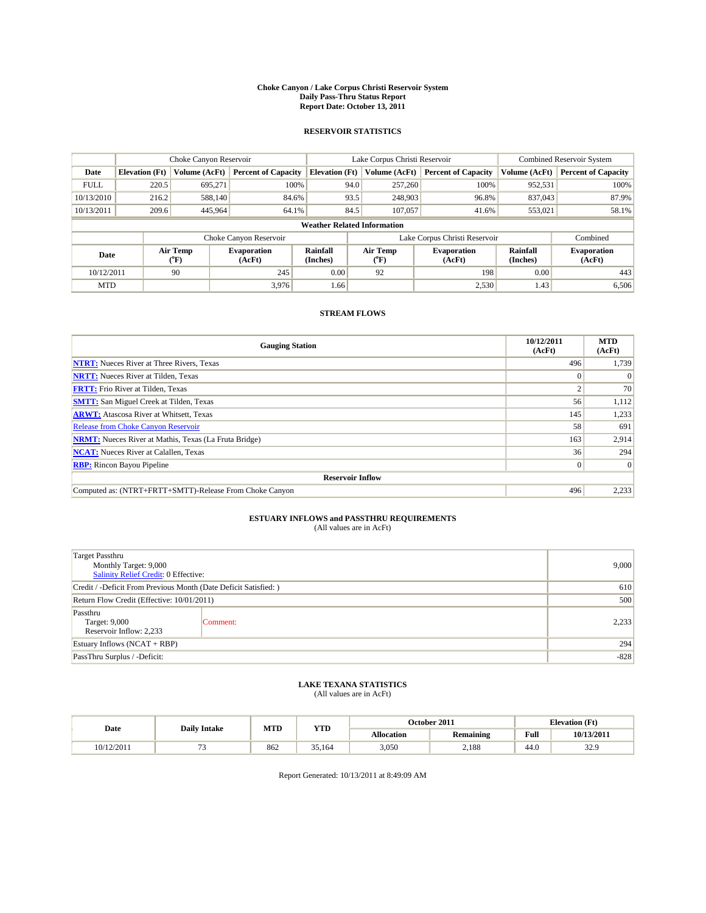# Choke Canyon / Lake Corpus Christi Reservoir System
## Daily Pass-Thru Status Report
### Report Date: October 13, 2011

## RESERVOIR STATISTICS

| | Choke Canyon Reservoir | | | Lake Corpus Christi Reservoir | | | Combined Reservoir System | |
|---|---|---|---|---|---|---|---|---|
| Date | Elevation (Ft) | Volume (AcFt) | Percent of Capacity | Elevation (Ft) | Volume (AcFt) | Percent of Capacity | Volume (AcFt) | Percent of Capacity |
| FULL | 220.5 | 695,271 | 100% | 94.0 | 257,260 | 100% | 952,531 | 100% |
| 10/13/2010 | 216.2 | 588,140 | 84.6% | 93.5 | 248,903 | 96.8% | 837,043 | 87.9% |
| 10/13/2011 | 209.6 | 445,964 | 64.1% | 84.5 | 107,057 | 41.6% | 553,021 | 58.1% |

**Weather Related Information**

| | Choke Canyon Reservoir | | | Lake Corpus Christi Reservoir | | | Combined |
|---|---|---|---|---|---|---|---|
| Date | Air Temp (°F) | Evaporation (AcFt) | Rainfall (Inches) | Air Temp (°F) | Evaporation (AcFt) | Rainfall (Inches) | Evaporation (AcFt) |
| 10/12/2011 | 90 | 245 | 0.00 | 92 | 198 | 0.00 | 443 |
| MTD | | 3,976 | 1.66 | | 2,530 | 1.43 | 6,506 |

## STREAM FLOWS

| Gauging Station | 10/12/2011 (AcFt) | MTD (AcFt) |
|---|---|---|
| NTRT: Nueces River at Three Rivers, Texas | 496 | 1,739 |
| NRTT: Nueces River at Tilden, Texas | 0 | 0 |
| FRTT: Frio River at Tilden, Texas | 2 | 70 |
| SMTT: San Miguel Creek at Tilden, Texas | 56 | 1,112 |
| ARWT: Atascosa River at Whitsett, Texas | 145 | 1,233 |
| Release from Choke Canyon Reservoir | 58 | 691 |
| NRMT: Nueces River at Mathis, Texas (La Fruta Bridge) | 163 | 2,914 |
| NCAT: Nueces River at Calallen, Texas | 36 | 294 |
| RBP: Rincon Bayou Pipeline | 0 | 0 |
| **Reservoir Inflow** | | |
| Computed as: (NTRT+FRTT+SMTT)-Release From Choke Canyon | 496 | 2,233 |

## ESTUARY INFLOWS and PASSTHRU REQUIREMENTS
(All values are in AcFt)

| | | |
|---|---|---|
| Target Passthru<br>Monthly Target: 9,000<br>Salinity Relief Credit: 0 Effective: | | 9,000 |
| Credit / -Deficit From Previous Month (Date Deficit Satisfied: ) | | 610 |
| Return Flow Credit (Effective: 10/01/2011) | | 500 |
| Passthru<br>Target: 9,000<br>Reservoir Inflow: 2,233 | Comment: | 2,233 |
| Estuary Inflows (NCAT + RBP) | | 294 |
| PassThru Surplus / -Deficit: | | -828 |

## LAKE TEXANA STATISTICS
(All values are in AcFt)

| Date | Daily Intake | MTD | YTD | October 2011 | | Elevation (Ft) | |
|---|---|---|---|---|---|---|---|
| | | | | Allocation | Remaining | Full | 10/13/2011 |
| 10/12/2011 | 73 | 862 | 35,164 | 3,050 | 2,188 | 44.0 | 32.9 |

Report Generated: 10/13/2011 at 8:49:09 AM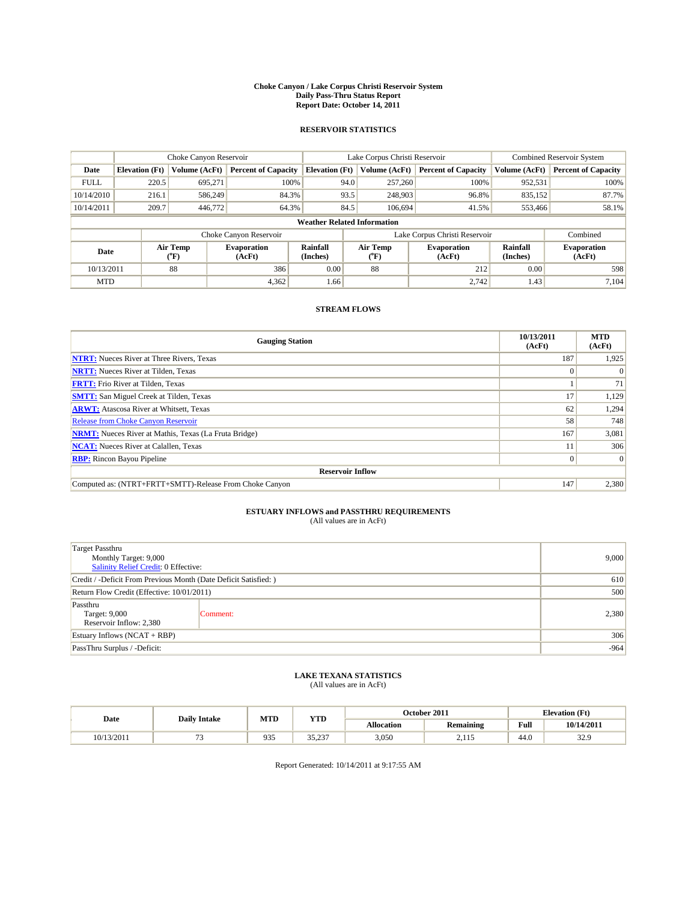# Choke Canyon / Lake Corpus Christi Reservoir System
## Daily Pass-Thru Status Report
## Report Date: October 14, 2011

### RESERVOIR STATISTICS

| | Choke Canyon Reservoir | | | Lake Corpus Christi Reservoir | | | Combined Reservoir System | |
|---|---|---|---|---|---|---|---|---|
| Date | Elevation (Ft) | Volume (AcFt) | Percent of Capacity | Elevation (Ft) | Volume (AcFt) | Percent of Capacity | Volume (AcFt) | Percent of Capacity |
| FULL | 220.5 | 695,271 | 100% | 94.0 | 257,260 | 100% | 952,531 | 100% |
| 10/14/2010 | 216.1 | 586,249 | 84.3% | 93.5 | 248,903 | 96.8% | 835,152 | 87.7% |
| 10/14/2011 | 209.7 | 446,772 | 64.3% | 84.5 | 106,694 | 41.5% | 553,466 | 58.1% |

**Weather Related Information**

| | Choke Canyon Reservoir | | | Lake Corpus Christi Reservoir | | | Combined |
|---|---|---|---|---|---|---|---|
| Date | Air Temp (°F) | Evaporation (AcFt) | Rainfall (Inches) | Air Temp (°F) | Evaporation (AcFt) | Rainfall (Inches) | Evaporation (AcFt) |
| 10/13/2011 | 88 | 386 | 0.00 | 88 | 212 | 0.00 | 598 |
| MTD | | 4,362 | 1.66 | | 2,742 | 1.43 | 7,104 |

### STREAM FLOWS

| Gauging Station | 10/13/2011 (AcFt) | MTD (AcFt) |
|---|---|---|
| NTRT: Nueces River at Three Rivers, Texas | 187 | 1,925 |
| NRTT: Nueces River at Tilden, Texas | 0 | 0 |
| FRTT: Frio River at Tilden, Texas | 1 | 71 |
| SMTT: San Miguel Creek at Tilden, Texas | 17 | 1,129 |
| ARWT: Atascosa River at Whitsett, Texas | 62 | 1,294 |
| Release from Choke Canyon Reservoir | 58 | 748 |
| NRMT: Nueces River at Mathis, Texas (La Fruta Bridge) | 167 | 3,081 |
| NCAT: Nueces River at Calallen, Texas | 11 | 306 |
| RBP: Rincon Bayou Pipeline | 0 | 0 |
| **Reservoir Inflow** | | |
| Computed as: (NTRT+FRTT+SMTT)-Release From Choke Canyon | 147 | 2,380 |

### ESTUARY INFLOWS and PASSTHRU REQUIREMENTS
(All values are in AcFt)

| | | |
|---|---|---|
| Target Passthru<br>Monthly Target: 9,000<br>Salinity Relief Credit: 0 Effective: | | 9,000 |
| Credit / -Deficit From Previous Month (Date Deficit Satisfied: ) | | 610 |
| Return Flow Credit (Effective: 10/01/2011) | | 500 |
| Passthru<br>Target: 9,000<br>Reservoir Inflow: 2,380 | Comment: | 2,380 |
| Estuary Inflows (NCAT + RBP) | | 306 |
| PassThru Surplus / -Deficit: | | -964 |

### LAKE TEXANA STATISTICS
(All values are in AcFt)

| Date | Daily Intake | MTD | YTD | October 2011 | | Elevation (Ft) | |
|---|---|---|---|---|---|---|---|
| | | | | Allocation | Remaining | Full | 10/14/2011 |
| 10/13/2011 | 73 | 935 | 35,237 | 3,050 | 2,115 | 44.0 | 32.9 |

Report Generated: 10/14/2011 at 9:17:55 AM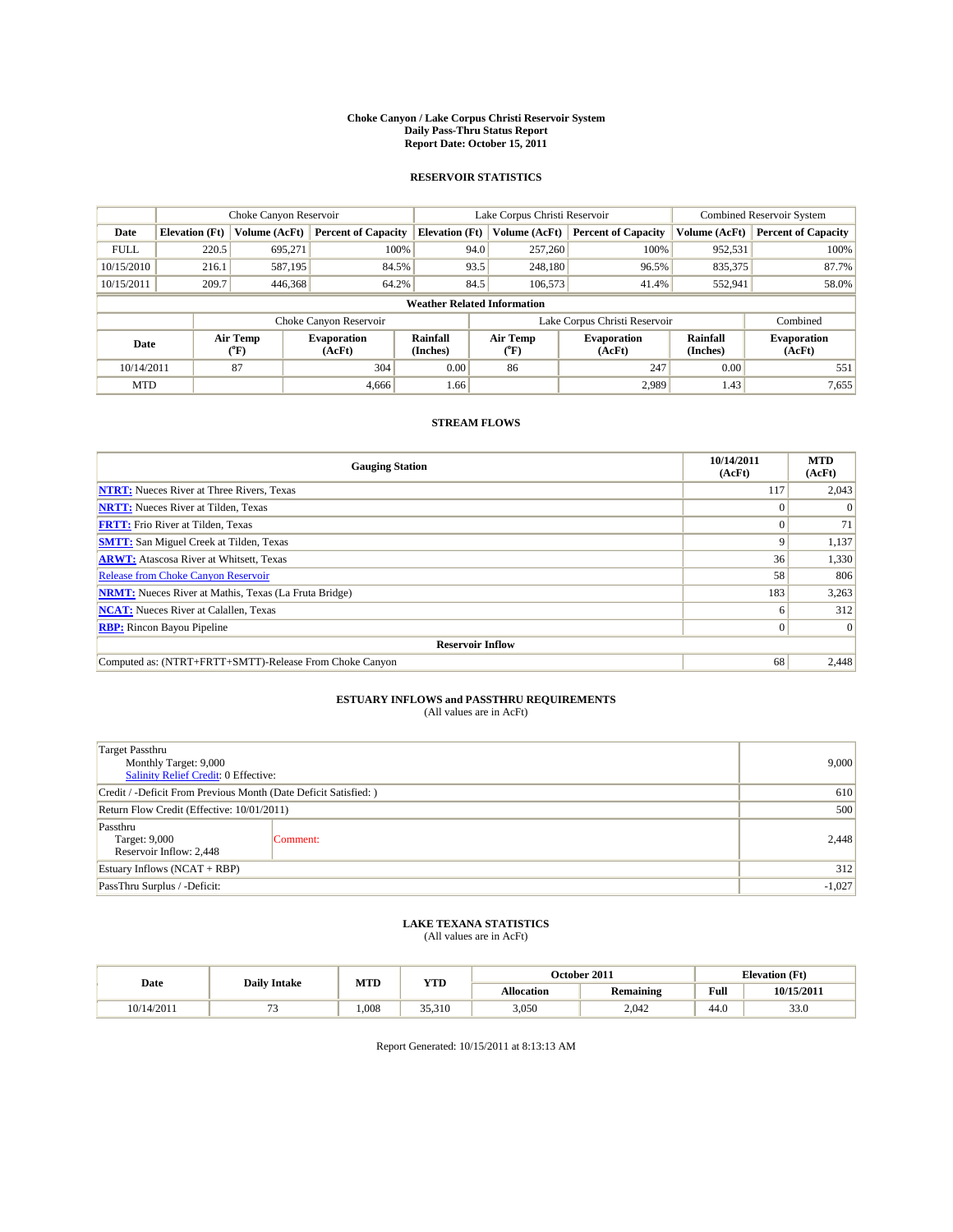**Choke Canyon / Lake Corpus Christi Reservoir System**
**Daily Pass-Thru Status Report**
**Report Date: October 15, 2011**

## RESERVOIR STATISTICS

| | Choke Canyon Reservoir | | | Lake Corpus Christi Reservoir | | | Combined Reservoir System | |
|---|---|---|---|---|---|---|---|---|
| Date | Elevation (Ft) | Volume (AcFt) | Percent of Capacity | Elevation (Ft) | Volume (AcFt) | Percent of Capacity | Volume (AcFt) | Percent of Capacity |
| FULL | 220.5 | 695,271 | 100% | 94.0 | 257,260 | 100% | 952,531 | 100% |
| 10/15/2010 | 216.1 | 587,195 | 84.5% | 93.5 | 248,180 | 96.5% | 835,375 | 87.7% |
| 10/15/2011 | 209.7 | 446,368 | 64.2% | 84.5 | 106,573 | 41.4% | 552,941 | 58.0% |

**Weather Related Information**

| | Choke Canyon Reservoir | | | Lake Corpus Christi Reservoir | | | Combined |
|---|---|---|---|---|---|---|---|
| Date | Air Temp (°F) | Evaporation (AcFt) | Rainfall (Inches) | Air Temp (°F) | Evaporation (AcFt) | Rainfall (Inches) | Evaporation (AcFt) |
| 10/14/2011 | 87 | 304 | 0.00 | 86 | 247 | 0.00 | 551 |
| MTD | | 4,666 | 1.66 | | 2,989 | 1.43 | 7,655 |

## STREAM FLOWS

| Gauging Station | 10/14/2011 (AcFt) | MTD (AcFt) |
|---|---|---|
| NTRT: Nueces River at Three Rivers, Texas | 117 | 2,043 |
| NRTT: Nueces River at Tilden, Texas | 0 | 0 |
| FRTT: Frio River at Tilden, Texas | 0 | 71 |
| SMTT: San Miguel Creek at Tilden, Texas | 9 | 1,137 |
| ARWT: Atascosa River at Whitsett, Texas | 36 | 1,330 |
| Release from Choke Canyon Reservoir | 58 | 806 |
| NRMT: Nueces River at Mathis, Texas (La Fruta Bridge) | 183 | 3,263 |
| NCAT: Nueces River at Calallen, Texas | 6 | 312 |
| RBP: Rincon Bayou Pipeline | 0 | 0 |
| **Reservoir Inflow** | | |
| Computed as: (NTRT+FRTT+SMTT)-Release From Choke Canyon | 68 | 2,448 |

## ESTUARY INFLOWS and PASSTHRU REQUIREMENTS
(All values are in AcFt)

| | | |
|---|---|---|
| Target Passthru<br>Monthly Target: 9,000<br>Salinity Relief Credit: 0 Effective: | | 9,000 |
| Credit / -Deficit From Previous Month (Date Deficit Satisfied: ) | | 610 |
| Return Flow Credit (Effective: 10/01/2011) | | 500 |
| Passthru<br>Target: 9,000<br>Reservoir Inflow: 2,448 | Comment: | 2,448 |
| Estuary Inflows (NCAT + RBP) | | 312 |
| PassThru Surplus / -Deficit: | | -1,027 |

## LAKE TEXANA STATISTICS
(All values are in AcFt)

| Date | Daily Intake | MTD | YTD | October 2011 | | Elevation (Ft) | |
|---|---|---|---|---|---|---|---|
| | | | | Allocation | Remaining | Full | 10/15/2011 |
| 10/14/2011 | 73 | 1,008 | 35,310 | 3,050 | 2,042 | 44.0 | 33.0 |

Report Generated: 10/15/2011 at 8:13:13 AM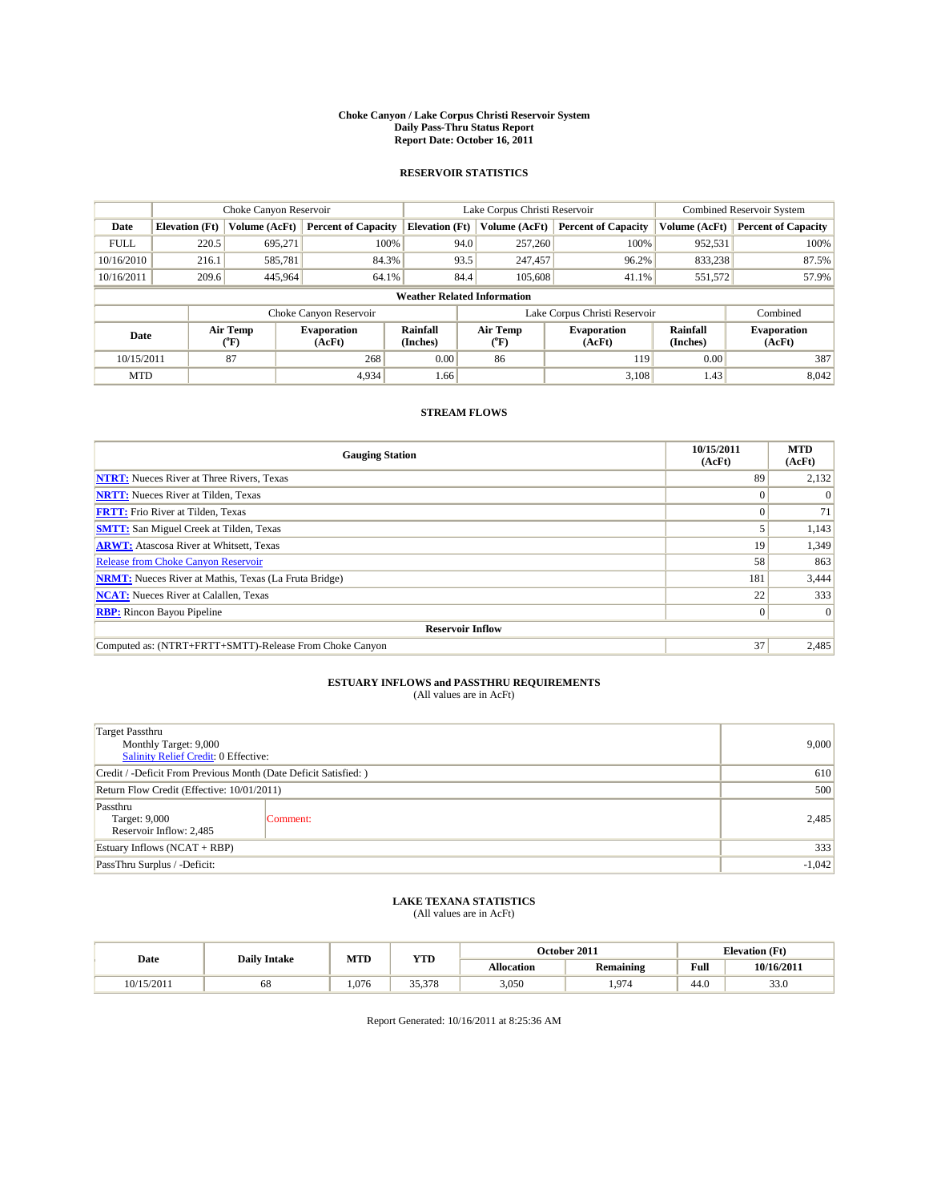# Choke Canyon / Lake Corpus Christi Reservoir System
## Daily Pass-Thru Status Report
## Report Date: October 16, 2011

### RESERVOIR STATISTICS

| | Choke Canyon Reservoir | | | Lake Corpus Christi Reservoir | | | Combined Reservoir System | |
|---|---|---|---|---|---|---|---|---|
| Date | Elevation (Ft) | Volume (AcFt) | Percent of Capacity | Elevation (Ft) | Volume (AcFt) | Percent of Capacity | Volume (AcFt) | Percent of Capacity |
| FULL | 220.5 | 695,271 | 100% | 94.0 | 257,260 | 100% | 952,531 | 100% |
| 10/16/2010 | 216.1 | 585,781 | 84.3% | 93.5 | 247,457 | 96.2% | 833,238 | 87.5% |
| 10/16/2011 | 209.6 | 445,964 | 64.1% | 84.4 | 105,608 | 41.1% | 551,572 | 57.9% |

**Weather Related Information**

| | Choke Canyon Reservoir | | | Lake Corpus Christi Reservoir | | | Combined |
|---|---|---|---|---|---|---|---|
| Date | Air Temp (°F) | Evaporation (AcFt) | Rainfall (Inches) | Air Temp (°F) | Evaporation (AcFt) | Rainfall (Inches) | Evaporation (AcFt) |
| 10/15/2011 | 87 | 268 | 0.00 | 86 | 119 | 0.00 | 387 |
| MTD | | 4,934 | 1.66 | | 3,108 | 1.43 | 8,042 |

### STREAM FLOWS

| Gauging Station | 10/15/2011 (AcFt) | MTD (AcFt) |
|---|---|---|
| NTRT: Nueces River at Three Rivers, Texas | 89 | 2,132 |
| NRTT: Nueces River at Tilden, Texas | 0 | 0 |
| FRTT: Frio River at Tilden, Texas | 0 | 71 |
| SMTT: San Miguel Creek at Tilden, Texas | 5 | 1,143 |
| ARWT: Atascosa River at Whitsett, Texas | 19 | 1,349 |
| Release from Choke Canyon Reservoir | 58 | 863 |
| NRMT: Nueces River at Mathis, Texas (La Fruta Bridge) | 181 | 3,444 |
| NCAT: Nueces River at Calallen, Texas | 22 | 333 |
| RBP: Rincon Bayou Pipeline | 0 | 0 |
| **Reservoir Inflow** | | |
| Computed as: (NTRT+FRTT+SMTT)-Release From Choke Canyon | 37 | 2,485 |

### ESTUARY INFLOWS and PASSTHRU REQUIREMENTS
(All values are in AcFt)

| | | |
|---|---|---|
| Target Passthru<br>Monthly Target: 9,000<br>Salinity Relief Credit: 0 Effective: | | 9,000 |
| Credit / -Deficit From Previous Month (Date Deficit Satisfied: ) | | 610 |
| Return Flow Credit (Effective: 10/01/2011) | | 500 |
| Passthru<br>Target: 9,000<br>Reservoir Inflow: 2,485 | Comment: | 2,485 |
| Estuary Inflows (NCAT + RBP) | | 333 |
| PassThru Surplus / -Deficit: | | -1,042 |

### LAKE TEXANA STATISTICS
(All values are in AcFt)

| Date | Daily Intake | MTD | YTD | October 2011 | | Elevation (Ft) | |
|---|---|---|---|---|---|---|---|
| | | | | Allocation | Remaining | Full | 10/16/2011 |
| 10/15/2011 | 68 | 1,076 | 35,378 | 3,050 | 1,974 | 44.0 | 33.0 |

Report Generated: 10/16/2011 at 8:25:36 AM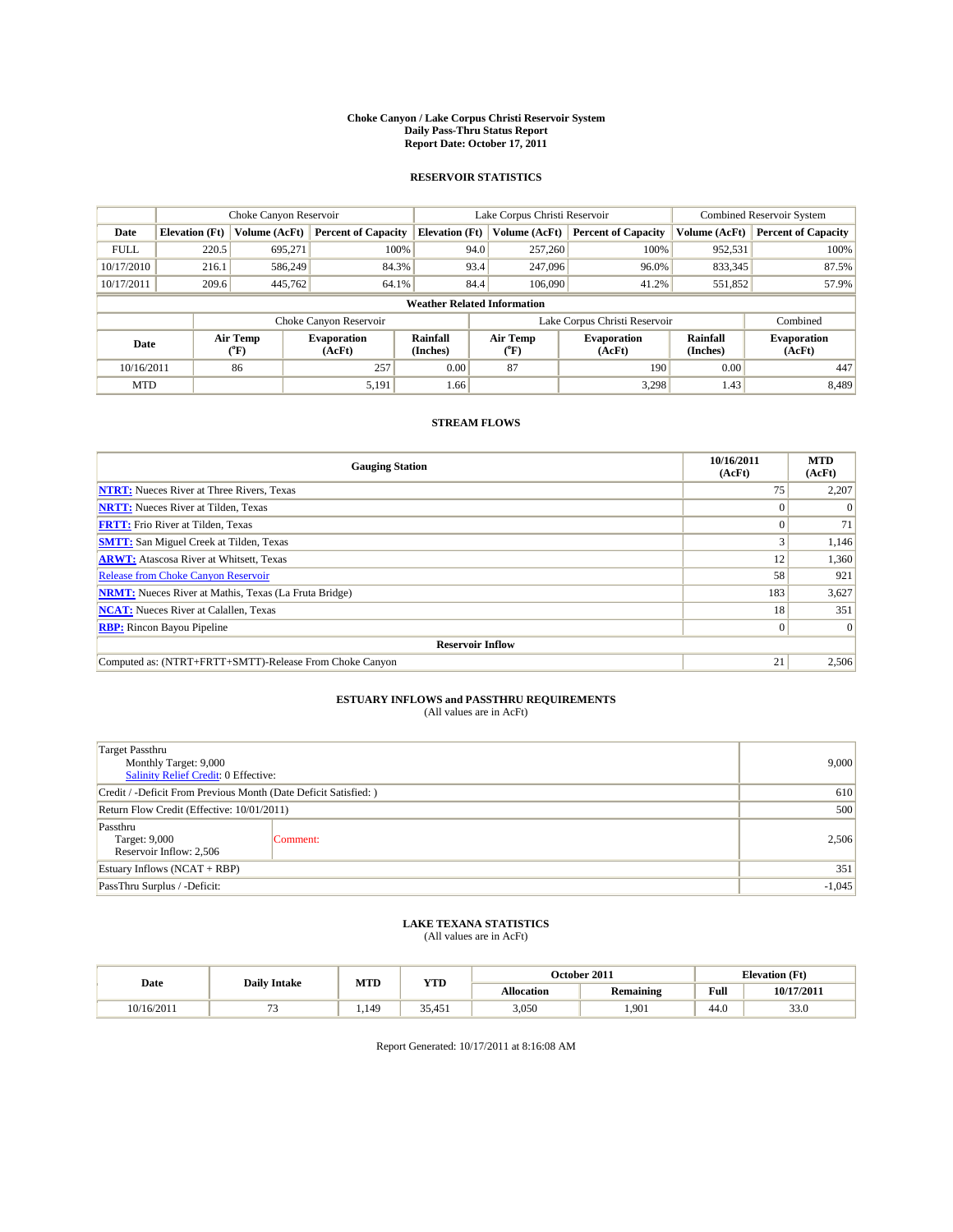# Choke Canyon / Lake Corpus Christi Reservoir System
## Daily Pass-Thru Status Report
### Report Date: October 17, 2011

## RESERVOIR STATISTICS

| | Choke Canyon Reservoir | | | Lake Corpus Christi Reservoir | | | Combined Reservoir System | |
|---|---|---|---|---|---|---|---|---|
| Date | Elevation (Ft) | Volume (AcFt) | Percent of Capacity | Elevation (Ft) | Volume (AcFt) | Percent of Capacity | Volume (AcFt) | Percent of Capacity |
| FULL | 220.5 | 695,271 | 100% | 94.0 | 257,260 | 100% | 952,531 | 100% |
| 10/17/2010 | 216.1 | 586,249 | 84.3% | 93.4 | 247,096 | 96.0% | 833,345 | 87.5% |
| 10/17/2011 | 209.6 | 445,762 | 64.1% | 84.4 | 106,090 | 41.2% | 551,852 | 57.9% |

**Weather Related Information**

| | Choke Canyon Reservoir | | | Lake Corpus Christi Reservoir | | | Combined |
|---|---|---|---|---|---|---|---|
| Date | Air Temp (°F) | Evaporation (AcFt) | Rainfall (Inches) | Air Temp (°F) | Evaporation (AcFt) | Rainfall (Inches) | Evaporation (AcFt) |
| 10/16/2011 | 86 | 257 | 0.00 | 87 | 190 | 0.00 | 447 |
| MTD | | 5,191 | 1.66 | | 3,298 | 1.43 | 8,489 |

## STREAM FLOWS

| Gauging Station | 10/16/2011 (AcFt) | MTD (AcFt) |
|---|---|---|
| NTRT: Nueces River at Three Rivers, Texas | 75 | 2,207 |
| NRTT: Nueces River at Tilden, Texas | 0 | 0 |
| FRTT: Frio River at Tilden, Texas | 0 | 71 |
| SMTT: San Miguel Creek at Tilden, Texas | 3 | 1,146 |
| ARWT: Atascosa River at Whitsett, Texas | 12 | 1,360 |
| Release from Choke Canyon Reservoir | 58 | 921 |
| NRMT: Nueces River at Mathis, Texas (La Fruta Bridge) | 183 | 3,627 |
| NCAT: Nueces River at Calallen, Texas | 18 | 351 |
| RBP: Rincon Bayou Pipeline | 0 | 0 |
| **Reservoir Inflow** | | |
| Computed as: (NTRT+FRTT+SMTT)-Release From Choke Canyon | 21 | 2,506 |

## ESTUARY INFLOWS and PASSTHRU REQUIREMENTS
(All values are in AcFt)

| | | |
|---|---|---|
| Target Passthru<br>Monthly Target: 9,000<br>Salinity Relief Credit: 0 Effective: | | 9,000 |
| Credit / -Deficit From Previous Month (Date Deficit Satisfied: ) | | 610 |
| Return Flow Credit (Effective: 10/01/2011) | | 500 |
| Passthru<br>Target: 9,000<br>Reservoir Inflow: 2,506 | Comment: | 2,506 |
| Estuary Inflows (NCAT + RBP) | | 351 |
| PassThru Surplus / -Deficit: | | -1,045 |

## LAKE TEXANA STATISTICS
(All values are in AcFt)

| Date | Daily Intake | MTD | YTD | October 2011 | | Elevation (Ft) | |
|---|---|---|---|---|---|---|---|
| | | | | Allocation | Remaining | Full | 10/17/2011 |
| 10/16/2011 | 73 | 1,149 | 35,451 | 3,050 | 1,901 | 44.0 | 33.0 |

Report Generated: 10/17/2011 at 8:16:08 AM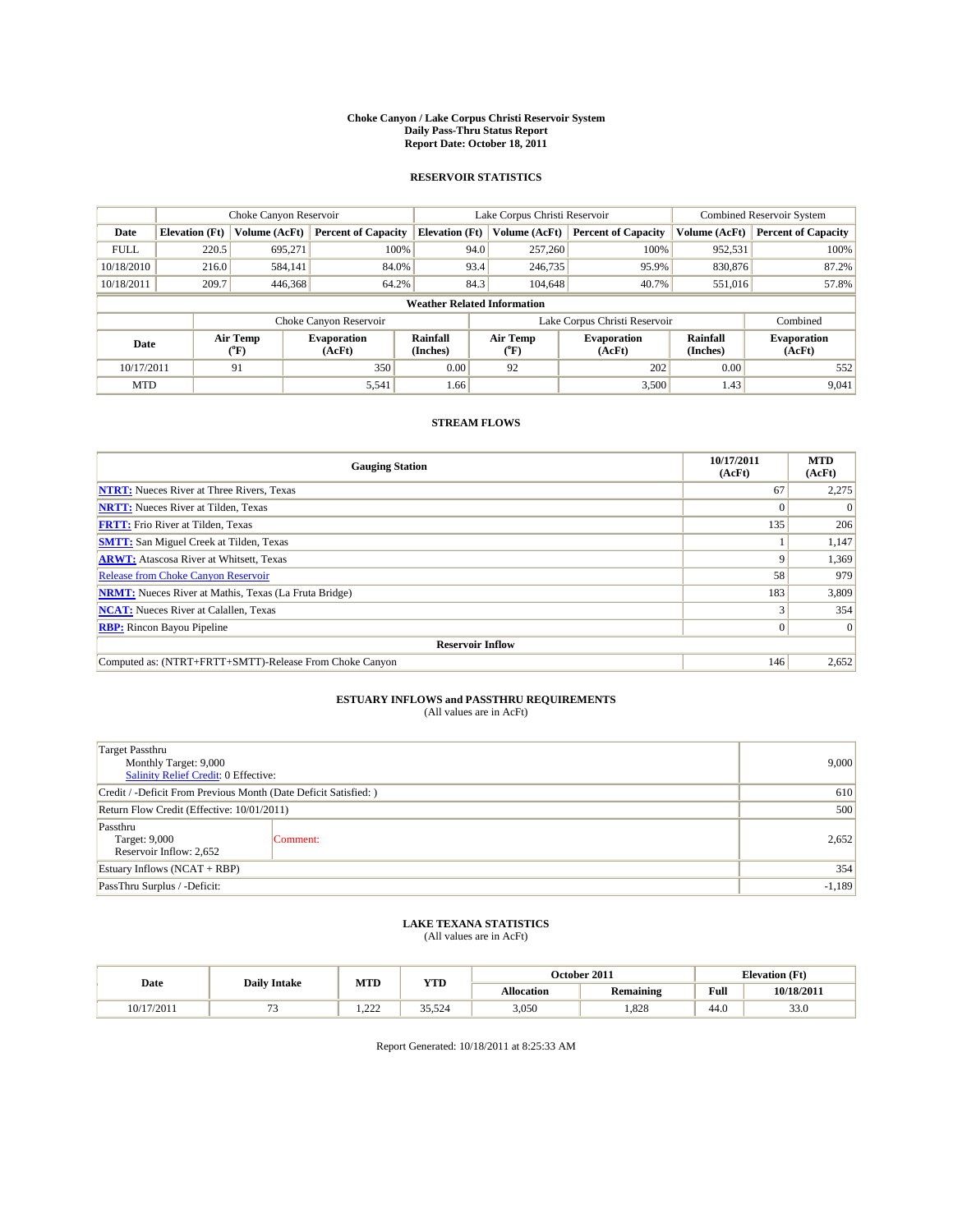# Choke Canyon / Lake Corpus Christi Reservoir System
## Daily Pass-Thru Status Report
## Report Date: October 18, 2011

### RESERVOIR STATISTICS

| | Choke Canyon Reservoir | | | Lake Corpus Christi Reservoir | | | Combined Reservoir System | |
|---|---|---|---|---|---|---|---|---|
| Date | Elevation (Ft) | Volume (AcFt) | Percent of Capacity | Elevation (Ft) | Volume (AcFt) | Percent of Capacity | Volume (AcFt) | Percent of Capacity |
| FULL | 220.5 | 695,271 | 100% | 94.0 | 257,260 | 100% | 952,531 | 100% |
| 10/18/2010 | 216.0 | 584,141 | 84.0% | 93.4 | 246,735 | 95.9% | 830,876 | 87.2% |
| 10/18/2011 | 209.7 | 446,368 | 64.2% | 84.3 | 104,648 | 40.7% | 551,016 | 57.8% |

**Weather Related Information**

| | Choke Canyon Reservoir | | | Lake Corpus Christi Reservoir | | | Combined |
|---|---|---|---|---|---|---|---|
| Date | Air Temp (°F) | Evaporation (AcFt) | Rainfall (Inches) | Air Temp (°F) | Evaporation (AcFt) | Rainfall (Inches) | Evaporation (AcFt) |
| 10/17/2011 | 91 | 350 | 0.00 | 92 | 202 | 0.00 | 552 |
| MTD | | 5,541 | 1.66 | | 3,500 | 1.43 | 9,041 |

### STREAM FLOWS

| Gauging Station | 10/17/2011 (AcFt) | MTD (AcFt) |
|---|---|---|
| NTRT: Nueces River at Three Rivers, Texas | 67 | 2,275 |
| NRTT: Nueces River at Tilden, Texas | 0 | 0 |
| FRTT: Frio River at Tilden, Texas | 135 | 206 |
| SMTT: San Miguel Creek at Tilden, Texas | 1 | 1,147 |
| ARWT: Atascosa River at Whitsett, Texas | 9 | 1,369 |
| Release from Choke Canyon Reservoir | 58 | 979 |
| NRMT: Nueces River at Mathis, Texas (La Fruta Bridge) | 183 | 3,809 |
| NCAT: Nueces River at Calallen, Texas | 3 | 354 |
| RBP: Rincon Bayou Pipeline | 0 | 0 |
| **Reservoir Inflow** | | |
| Computed as: (NTRT+FRTT+SMTT)-Release From Choke Canyon | 146 | 2,652 |

### ESTUARY INFLOWS and PASSTHRU REQUIREMENTS
(All values are in AcFt)

| | | |
|---|---|---|
| Target Passthru<br>Monthly Target: 9,000<br>Salinity Relief Credit: 0 Effective: | | 9,000 |
| Credit / -Deficit From Previous Month (Date Deficit Satisfied: ) | | 610 |
| Return Flow Credit (Effective: 10/01/2011) | | 500 |
| Passthru<br>Target: 9,000<br>Reservoir Inflow: 2,652 | Comment: | 2,652 |
| Estuary Inflows (NCAT + RBP) | | 354 |
| PassThru Surplus / -Deficit: | | -1,189 |

### LAKE TEXANA STATISTICS
(All values are in AcFt)

| Date | Daily Intake | MTD | YTD | October 2011 | | Elevation (Ft) | |
|---|---|---|---|---|---|---|---|
| | | | | Allocation | Remaining | Full | 10/18/2011 |
| 10/17/2011 | 73 | 1,222 | 35,524 | 3,050 | 1,828 | 44.0 | 33.0 |

Report Generated: 10/18/2011 at 8:25:33 AM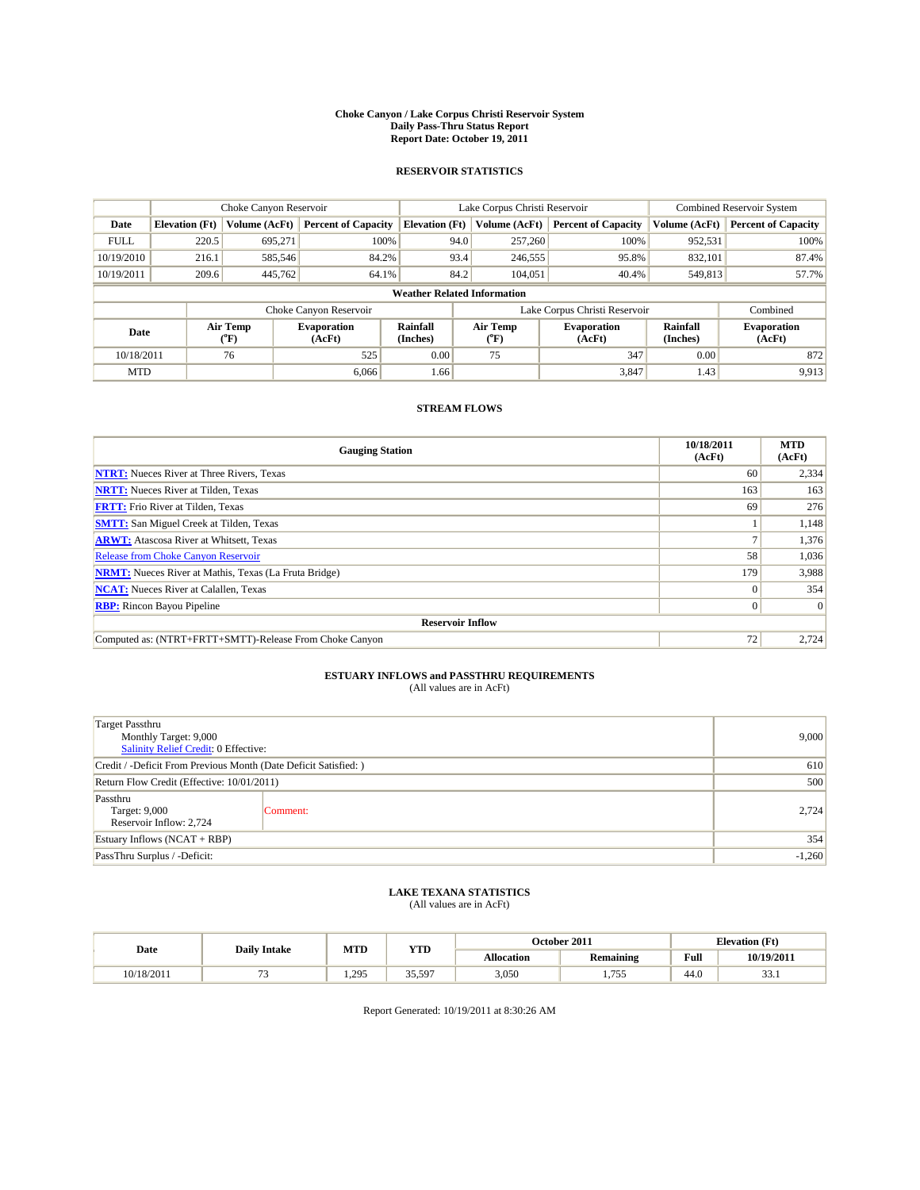# Choke Canyon / Lake Corpus Christi Reservoir System
## Daily Pass-Thru Status Report
## Report Date: October 19, 2011

### RESERVOIR STATISTICS

| | Choke Canyon Reservoir | | | Lake Corpus Christi Reservoir | | | Combined Reservoir System | |
|---|---|---|---|---|---|---|---|---|
| Date | Elevation (Ft) | Volume (AcFt) | Percent of Capacity | Elevation (Ft) | Volume (AcFt) | Percent of Capacity | Volume (AcFt) | Percent of Capacity |
| FULL | 220.5 | 695,271 | 100% | 94.0 | 257,260 | 100% | 952,531 | 100% |
| 10/19/2010 | 216.1 | 585,546 | 84.2% | 93.4 | 246,555 | 95.8% | 832,101 | 87.4% |
| 10/19/2011 | 209.6 | 445,762 | 64.1% | 84.2 | 104,051 | 40.4% | 549,813 | 57.7% |

**Weather Related Information**

| | Choke Canyon Reservoir | | | Lake Corpus Christi Reservoir | | | Combined |
|---|---|---|---|---|---|---|---|
| Date | Air Temp (°F) | Evaporation (AcFt) | Rainfall (Inches) | Air Temp (°F) | Evaporation (AcFt) | Rainfall (Inches) | Evaporation (AcFt) |
| 10/18/2011 | 76 | 525 | 0.00 | 75 | 347 | 0.00 | 872 |
| MTD | | 6,066 | 1.66 | | 3,847 | 1.43 | 9,913 |

### STREAM FLOWS

| Gauging Station | 10/18/2011 (AcFt) | MTD (AcFt) |
|---|---|---|
| NTRT: Nueces River at Three Rivers, Texas | 60 | 2,334 |
| NRTT: Nueces River at Tilden, Texas | 163 | 163 |
| FRTT: Frio River at Tilden, Texas | 69 | 276 |
| SMTT: San Miguel Creek at Tilden, Texas | 1 | 1,148 |
| ARWT: Atascosa River at Whitsett, Texas | 7 | 1,376 |
| Release from Choke Canyon Reservoir | 58 | 1,036 |
| NRMT: Nueces River at Mathis, Texas (La Fruta Bridge) | 179 | 3,988 |
| NCAT: Nueces River at Calallen, Texas | 0 | 354 |
| RBP: Rincon Bayou Pipeline | 0 | 0 |
| **Reservoir Inflow** | | |
| Computed as: (NTRT+FRTT+SMTT)-Release From Choke Canyon | 72 | 2,724 |

### ESTUARY INFLOWS and PASSTHRU REQUIREMENTS
(All values are in AcFt)

| | | |
|---|---|---|
| Target Passthru<br>Monthly Target: 9,000<br>Salinity Relief Credit: 0 Effective: | | 9,000 |
| Credit / -Deficit From Previous Month (Date Deficit Satisfied: ) | | 610 |
| Return Flow Credit (Effective: 10/01/2011) | | 500 |
| Passthru<br>Target: 9,000<br>Reservoir Inflow: 2,724 | Comment: | 2,724 |
| Estuary Inflows (NCAT + RBP) | | 354 |
| PassThru Surplus / -Deficit: | | -1,260 |

### LAKE TEXANA STATISTICS
(All values are in AcFt)

| Date | Daily Intake | MTD | YTD | October 2011 | | Elevation (Ft) | |
|---|---|---|---|---|---|---|---|
| | | | | Allocation | Remaining | Full | 10/19/2011 |
| 10/18/2011 | 73 | 1,295 | 35,597 | 3,050 | 1,755 | 44.0 | 33.1 |

Report Generated: 10/19/2011 at 8:30:26 AM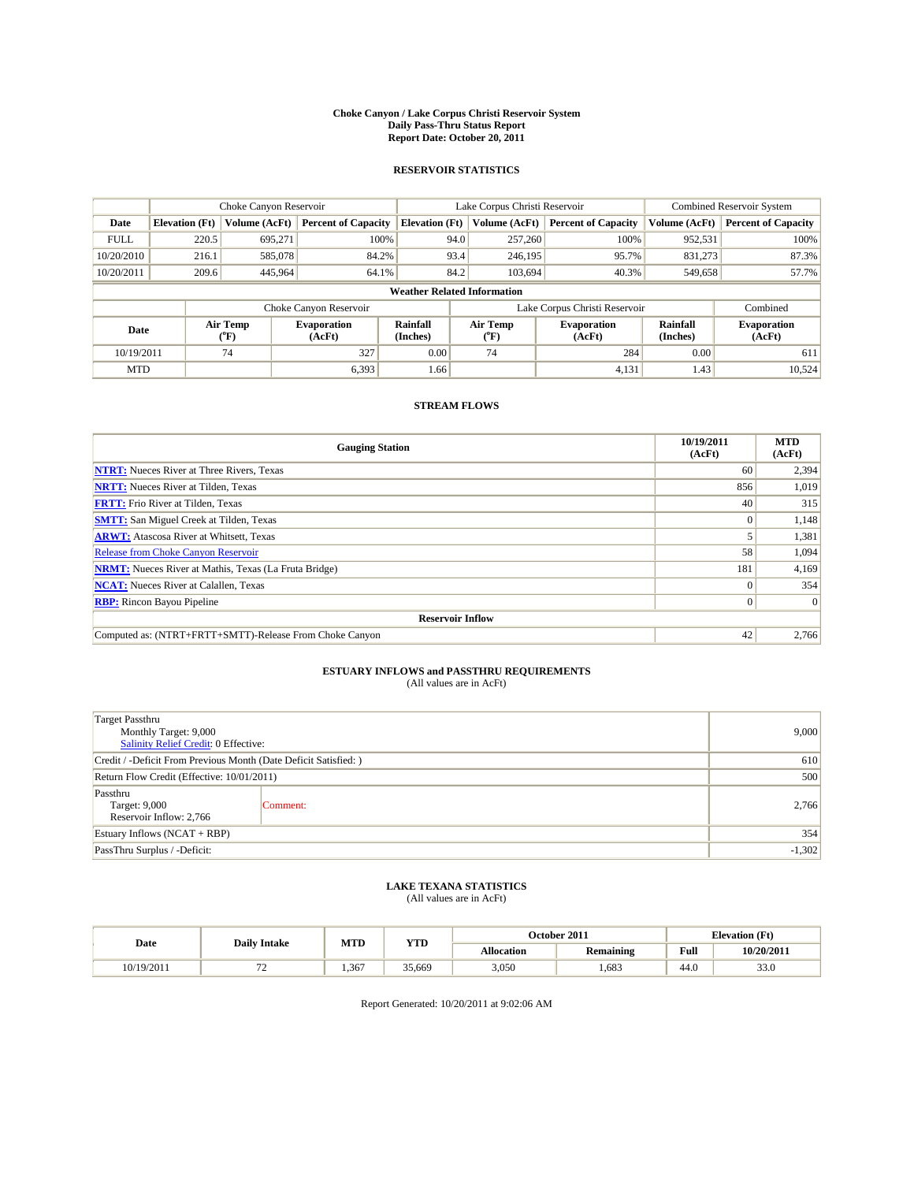# Choke Canyon / Lake Corpus Christi Reservoir System
## Daily Pass-Thru Status Report
## Report Date: October 20, 2011

### RESERVOIR STATISTICS

| | Choke Canyon Reservoir | | | Lake Corpus Christi Reservoir | | | Combined Reservoir System | |
|---|---|---|---|---|---|---|---|---|
| Date | Elevation (Ft) | Volume (AcFt) | Percent of Capacity | Elevation (Ft) | Volume (AcFt) | Percent of Capacity | Volume (AcFt) | Percent of Capacity |
| FULL | 220.5 | 695,271 | 100% | 94.0 | 257,260 | 100% | 952,531 | 100% |
| 10/20/2010 | 216.1 | 585,078 | 84.2% | 93.4 | 246,195 | 95.7% | 831,273 | 87.3% |
| 10/20/2011 | 209.6 | 445,964 | 64.1% | 84.2 | 103,694 | 40.3% | 549,658 | 57.7% |

**Weather Related Information**

| | Choke Canyon Reservoir | | | Lake Corpus Christi Reservoir | | | Combined |
|---|---|---|---|---|---|---|---|
| Date | Air Temp (°F) | Evaporation (AcFt) | Rainfall (Inches) | Air Temp (°F) | Evaporation (AcFt) | Rainfall (Inches) | Evaporation (AcFt) |
| 10/19/2011 | 74 | 327 | 0.00 | 74 | 284 | 0.00 | 611 |
| MTD | | 6,393 | 1.66 | | 4,131 | 1.43 | 10,524 |

### STREAM FLOWS

| Gauging Station | 10/19/2011 (AcFt) | MTD (AcFt) |
|---|---|---|
| NTRT: Nueces River at Three Rivers, Texas | 60 | 2,394 |
| NRTT: Nueces River at Tilden, Texas | 856 | 1,019 |
| FRTT: Frio River at Tilden, Texas | 40 | 315 |
| SMTT: San Miguel Creek at Tilden, Texas | 0 | 1,148 |
| ARWT: Atascosa River at Whitsett, Texas | 5 | 1,381 |
| Release from Choke Canyon Reservoir | 58 | 1,094 |
| NRMT: Nueces River at Mathis, Texas (La Fruta Bridge) | 181 | 4,169 |
| NCAT: Nueces River at Calallen, Texas | 0 | 354 |
| RBP: Rincon Bayou Pipeline | 0 | 0 |
| **Reservoir Inflow** | | |
| Computed as: (NTRT+FRTT+SMTT)-Release From Choke Canyon | 42 | 2,766 |

### ESTUARY INFLOWS and PASSTHRU REQUIREMENTS
(All values are in AcFt)

| | | |
|---|---|---|
| Target Passthru<br>Monthly Target: 9,000<br>Salinity Relief Credit: 0 Effective: | | 9,000 |
| Credit / -Deficit From Previous Month (Date Deficit Satisfied: ) | | 610 |
| Return Flow Credit (Effective: 10/01/2011) | | 500 |
| Passthru<br>Target: 9,000<br>Reservoir Inflow: 2,766 | Comment: | 2,766 |
| Estuary Inflows (NCAT + RBP) | | 354 |
| PassThru Surplus / -Deficit: | | -1,302 |

### LAKE TEXANA STATISTICS
(All values are in AcFt)

| Date | Daily Intake | MTD | YTD | October 2011 | | Elevation (Ft) | |
|---|---|---|---|---|---|---|---|
| | | | | Allocation | Remaining | Full | 10/20/2011 |
| 10/19/2011 | 72 | 1,367 | 35,669 | 3,050 | 1,683 | 44.0 | 33.0 |

Report Generated: 10/20/2011 at 9:02:06 AM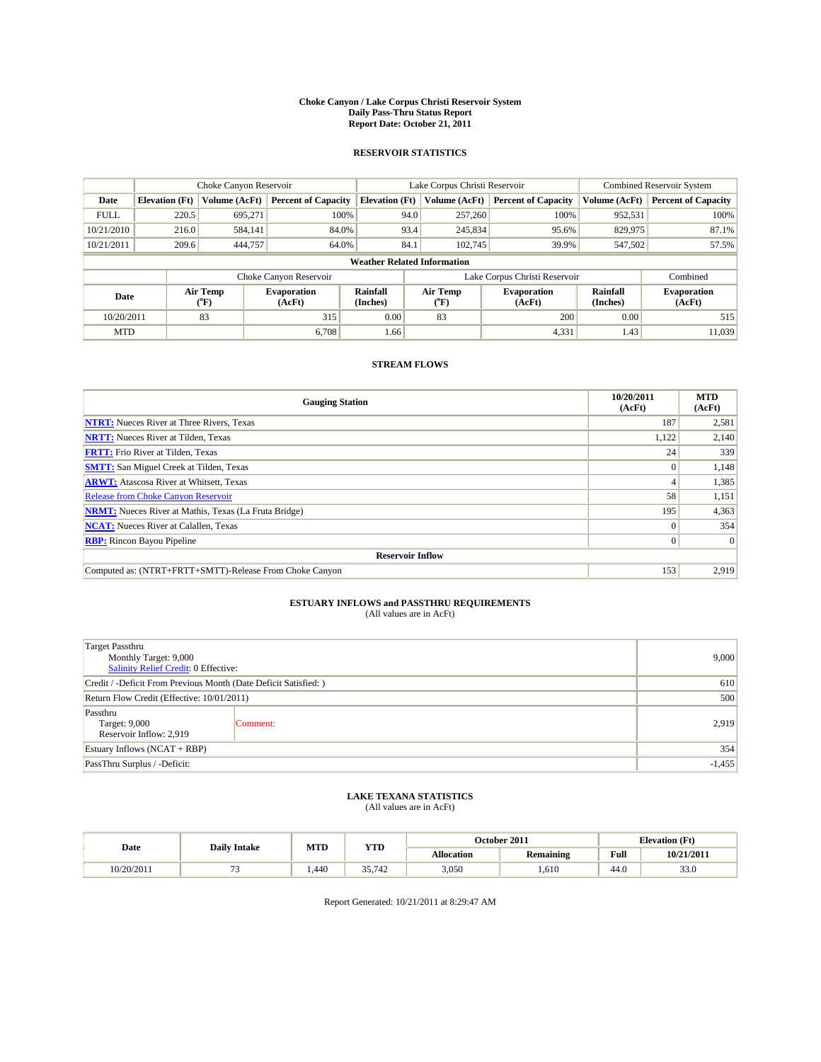# Choke Canyon / Lake Corpus Christi Reservoir System
## Daily Pass-Thru Status Report
## Report Date: October 21, 2011

### RESERVOIR STATISTICS

| | Choke Canyon Reservoir | | | Lake Corpus Christi Reservoir | | | Combined Reservoir System | |
|---|---|---|---|---|---|---|---|---|
| Date | Elevation (Ft) | Volume (AcFt) | Percent of Capacity | Elevation (Ft) | Volume (AcFt) | Percent of Capacity | Volume (AcFt) | Percent of Capacity |
| FULL | 220.5 | 695,271 | 100% | 94.0 | 257,260 | 100% | 952,531 | 100% |
| 10/21/2010 | 216.0 | 584,141 | 84.0% | 93.4 | 245,834 | 95.6% | 829,975 | 87.1% |
| 10/21/2011 | 209.6 | 444,757 | 64.0% | 84.1 | 102,745 | 39.9% | 547,502 | 57.5% |

**Weather Related Information**

| | Choke Canyon Reservoir | | | Lake Corpus Christi Reservoir | | | Combined |
|---|---|---|---|---|---|---|---|
| Date | Air Temp (°F) | Evaporation (AcFt) | Rainfall (Inches) | Air Temp (°F) | Evaporation (AcFt) | Rainfall (Inches) | Evaporation (AcFt) |
| 10/20/2011 | 83 | 315 | 0.00 | 83 | 200 | 0.00 | 515 |
| MTD | | 6,708 | 1.66 | | 4,331 | 1.43 | 11,039 |

### STREAM FLOWS

| Gauging Station | 10/20/2011 (AcFt) | MTD (AcFt) |
|---|---|---|
| NTRT: Nueces River at Three Rivers, Texas | 187 | 2,581 |
| NRTT: Nueces River at Tilden, Texas | 1,122 | 2,140 |
| FRTT: Frio River at Tilden, Texas | 24 | 339 |
| SMTT: San Miguel Creek at Tilden, Texas | 0 | 1,148 |
| ARWT: Atascosa River at Whitsett, Texas | 4 | 1,385 |
| Release from Choke Canyon Reservoir | 58 | 1,151 |
| NRMT: Nueces River at Mathis, Texas (La Fruta Bridge) | 195 | 4,363 |
| NCAT: Nueces River at Calallen, Texas | 0 | 354 |
| RBP: Rincon Bayou Pipeline | 0 | 0 |
| **Reservoir Inflow** | | |
| Computed as: (NTRT+FRTT+SMTT)-Release From Choke Canyon | 153 | 2,919 |

### ESTUARY INFLOWS and PASSTHRU REQUIREMENTS
(All values are in AcFt)

| | | |
|---|---|---|
| Target Passthru<br>Monthly Target: 9,000<br>Salinity Relief Credit: 0 Effective: | | 9,000 |
| Credit / -Deficit From Previous Month (Date Deficit Satisfied: ) | | 610 |
| Return Flow Credit (Effective: 10/01/2011) | | 500 |
| Passthru<br>Target: 9,000<br>Reservoir Inflow: 2,919 | Comment: | 2,919 |
| Estuary Inflows (NCAT + RBP) | | 354 |
| PassThru Surplus / -Deficit: | | -1,455 |

### LAKE TEXANA STATISTICS
(All values are in AcFt)

| Date | Daily Intake | MTD | YTD | October 2011 | | Elevation (Ft) | |
|---|---|---|---|---|---|---|---|
| | | | | Allocation | Remaining | Full | 10/21/2011 |
| 10/20/2011 | 73 | 1,440 | 35,742 | 3,050 | 1,610 | 44.0 | 33.0 |

Report Generated: 10/21/2011 at 8:29:47 AM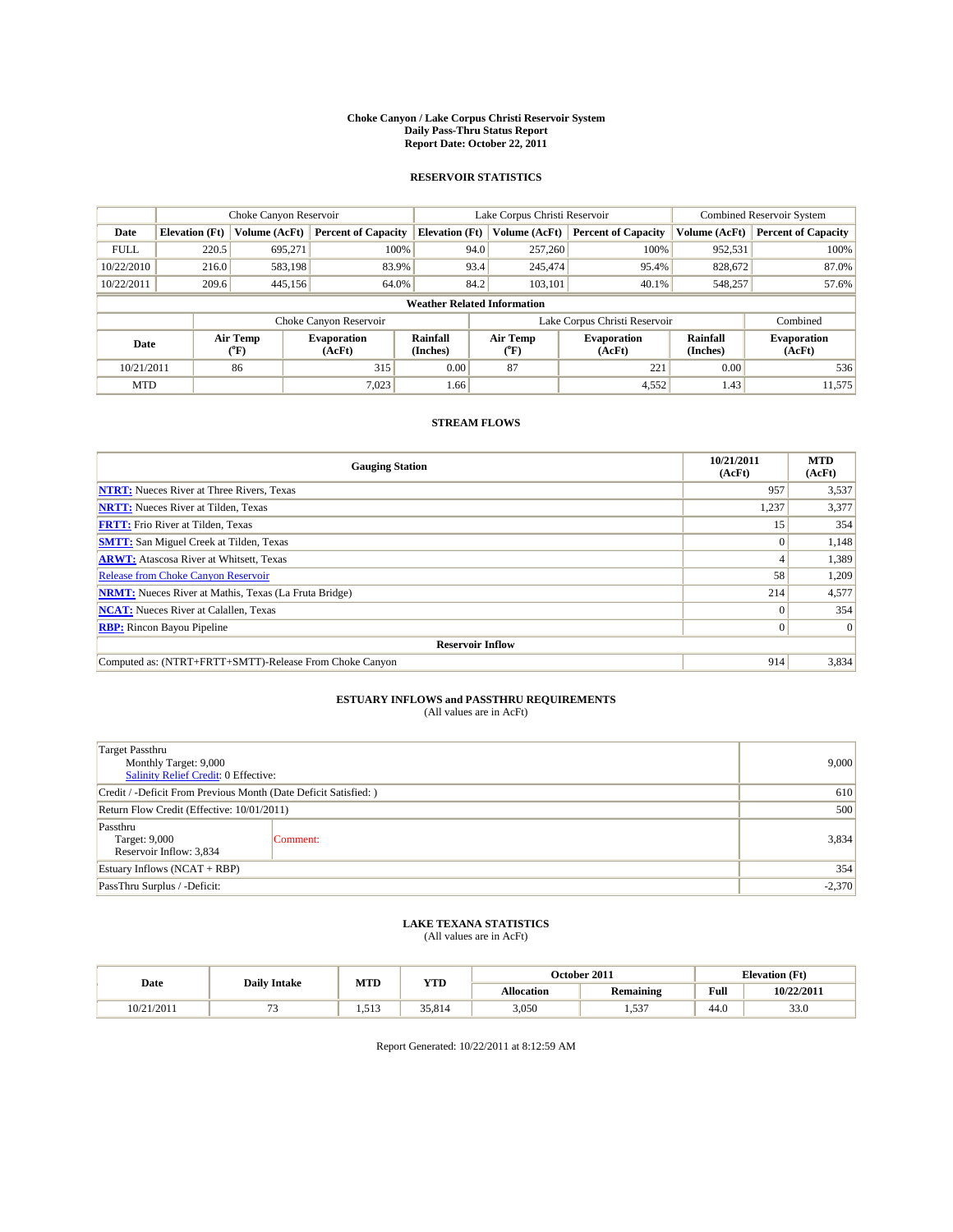# Choke Canyon / Lake Corpus Christi Reservoir System
## Daily Pass-Thru Status Report
## Report Date: October 22, 2011

### RESERVOIR STATISTICS

| | Choke Canyon Reservoir | | | Lake Corpus Christi Reservoir | | | Combined Reservoir System | |
|---|---|---|---|---|---|---|---|---|
| Date | Elevation (Ft) | Volume (AcFt) | Percent of Capacity | Elevation (Ft) | Volume (AcFt) | Percent of Capacity | Volume (AcFt) | Percent of Capacity |
| FULL | 220.5 | 695,271 | 100% | 94.0 | 257,260 | 100% | 952,531 | 100% |
| 10/22/2010 | 216.0 | 583,198 | 83.9% | 93.4 | 245,474 | 95.4% | 828,672 | 87.0% |
| 10/22/2011 | 209.6 | 445,156 | 64.0% | 84.2 | 103,101 | 40.1% | 548,257 | 57.6% |

**Weather Related Information**

| | Choke Canyon Reservoir | | | Lake Corpus Christi Reservoir | | | Combined |
|---|---|---|---|---|---|---|---|
| Date | Air Temp (°F) | Evaporation (AcFt) | Rainfall (Inches) | Air Temp (°F) | Evaporation (AcFt) | Rainfall (Inches) | Evaporation (AcFt) |
| 10/21/2011 | 86 | 315 | 0.00 | 87 | 221 | 0.00 | 536 |
| MTD | | 7,023 | 1.66 | | 4,552 | 1.43 | 11,575 |

### STREAM FLOWS

| Gauging Station | 10/21/2011 (AcFt) | MTD (AcFt) |
|---|---|---|
| NTRT: Nueces River at Three Rivers, Texas | 957 | 3,537 |
| NRTT: Nueces River at Tilden, Texas | 1,237 | 3,377 |
| FRTT: Frio River at Tilden, Texas | 15 | 354 |
| SMTT: San Miguel Creek at Tilden, Texas | 0 | 1,148 |
| ARWT: Atascosa River at Whitsett, Texas | 4 | 1,389 |
| Release from Choke Canyon Reservoir | 58 | 1,209 |
| NRMT: Nueces River at Mathis, Texas (La Fruta Bridge) | 214 | 4,577 |
| NCAT: Nueces River at Calallen, Texas | 0 | 354 |
| RBP: Rincon Bayou Pipeline | 0 | 0 |
| **Reservoir Inflow** | | |
| Computed as: (NTRT+FRTT+SMTT)-Release From Choke Canyon | 914 | 3,834 |

### ESTUARY INFLOWS and PASSTHRU REQUIREMENTS
(All values are in AcFt)

| | | |
|---|---|---|
| Target Passthru<br>Monthly Target: 9,000<br>Salinity Relief Credit: 0 Effective: | | 9,000 |
| Credit / -Deficit From Previous Month (Date Deficit Satisfied: ) | | 610 |
| Return Flow Credit (Effective: 10/01/2011) | | 500 |
| Passthru<br>Target: 9,000<br>Reservoir Inflow: 3,834 | Comment: | 3,834 |
| Estuary Inflows (NCAT + RBP) | | 354 |
| PassThru Surplus / -Deficit: | | -2,370 |

### LAKE TEXANA STATISTICS
(All values are in AcFt)

| Date | Daily Intake | MTD | YTD | October 2011 | | Elevation (Ft) | |
|---|---|---|---|---|---|---|---|
| | | | | Allocation | Remaining | Full | 10/22/2011 |
| 10/21/2011 | 73 | 1,513 | 35,814 | 3,050 | 1,537 | 44.0 | 33.0 |

Report Generated: 10/22/2011 at 8:12:59 AM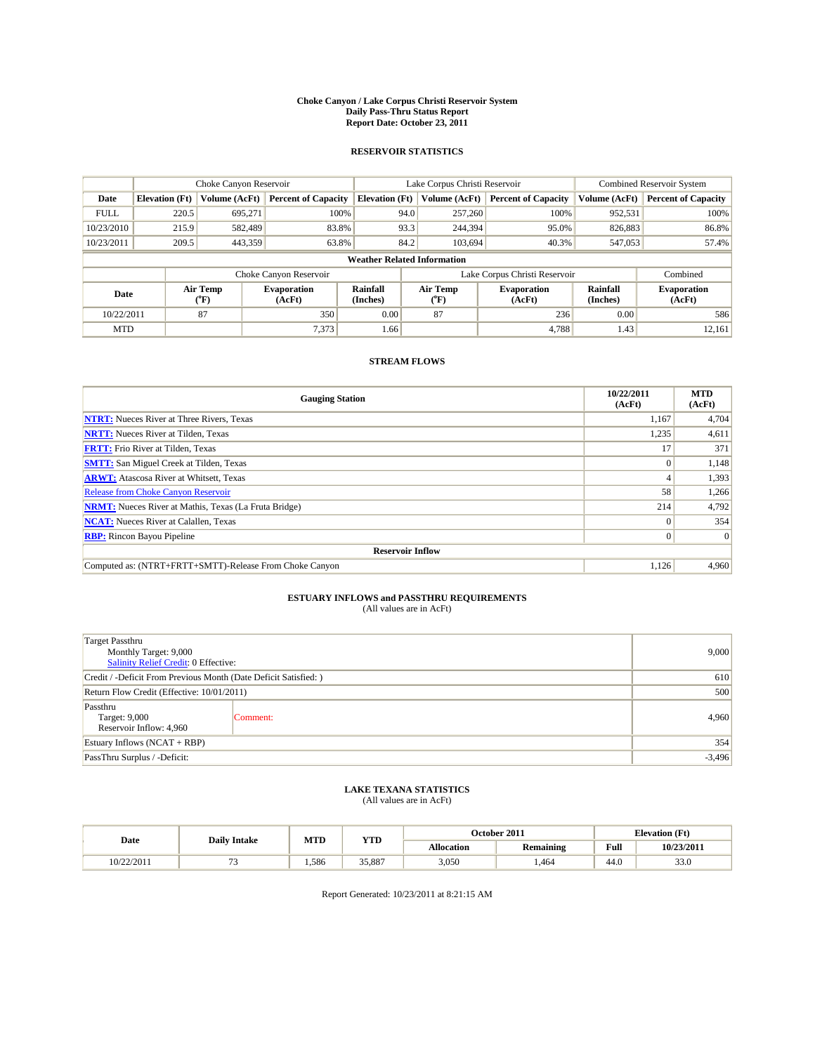# Choke Canyon / Lake Corpus Christi Reservoir System
## Daily Pass-Thru Status Report
## Report Date: October 23, 2011

### RESERVOIR STATISTICS

| | Choke Canyon Reservoir | | | Lake Corpus Christi Reservoir | | | Combined Reservoir System | |
|---|---|---|---|---|---|---|---|---|
| Date | Elevation (Ft) | Volume (AcFt) | Percent of Capacity | Elevation (Ft) | Volume (AcFt) | Percent of Capacity | Volume (AcFt) | Percent of Capacity |
| FULL | 220.5 | 695,271 | 100% | 94.0 | 257,260 | 100% | 952,531 | 100% |
| 10/23/2010 | 215.9 | 582,489 | 83.8% | 93.3 | 244,394 | 95.0% | 826,883 | 86.8% |
| 10/23/2011 | 209.5 | 443,359 | 63.8% | 84.2 | 103,694 | 40.3% | 547,053 | 57.4% |

**Weather Related Information**

| | Choke Canyon Reservoir | | | Lake Corpus Christi Reservoir | | | Combined |
|---|---|---|---|---|---|---|---|
| Date | Air Temp (°F) | Evaporation (AcFt) | Rainfall (Inches) | Air Temp (°F) | Evaporation (AcFt) | Rainfall (Inches) | Evaporation (AcFt) |
| 10/22/2011 | 87 | 350 | 0.00 | 87 | 236 | 0.00 | 586 |
| MTD | | 7,373 | 1.66 | | 4,788 | 1.43 | 12,161 |

### STREAM FLOWS

| Gauging Station | 10/22/2011 (AcFt) | MTD (AcFt) |
|---|---|---|
| NTRT: Nueces River at Three Rivers, Texas | 1,167 | 4,704 |
| NRTT: Nueces River at Tilden, Texas | 1,235 | 4,611 |
| FRTT: Frio River at Tilden, Texas | 17 | 371 |
| SMTT: San Miguel Creek at Tilden, Texas | 0 | 1,148 |
| ARWT: Atascosa River at Whitsett, Texas | 4 | 1,393 |
| Release from Choke Canyon Reservoir | 58 | 1,266 |
| NRMT: Nueces River at Mathis, Texas (La Fruta Bridge) | 214 | 4,792 |
| NCAT: Nueces River at Calallen, Texas | 0 | 354 |
| RBP: Rincon Bayou Pipeline | 0 | 0 |
| **Reservoir Inflow** | | |
| Computed as: (NTRT+FRTT+SMTT)-Release From Choke Canyon | 1,126 | 4,960 |

### ESTUARY INFLOWS and PASSTHRU REQUIREMENTS
(All values are in AcFt)

| | | |
|---|---|---|
| Target Passthru<br>Monthly Target: 9,000<br>Salinity Relief Credit: 0 Effective: | | 9,000 |
| Credit / -Deficit From Previous Month (Date Deficit Satisfied: ) | | 610 |
| Return Flow Credit (Effective: 10/01/2011) | | 500 |
| Passthru<br>Target: 9,000<br>Reservoir Inflow: 4,960 | Comment: | 4,960 |
| Estuary Inflows (NCAT + RBP) | | 354 |
| PassThru Surplus / -Deficit: | | -3,496 |

### LAKE TEXANA STATISTICS
(All values are in AcFt)

| Date | Daily Intake | MTD | YTD | October 2011 | | Elevation (Ft) | |
|---|---|---|---|---|---|---|---|
| | | | | Allocation | Remaining | Full | 10/23/2011 |
| 10/22/2011 | 73 | 1,586 | 35,887 | 3,050 | 1,464 | 44.0 | 33.0 |

Report Generated: 10/23/2011 at 8:21:15 AM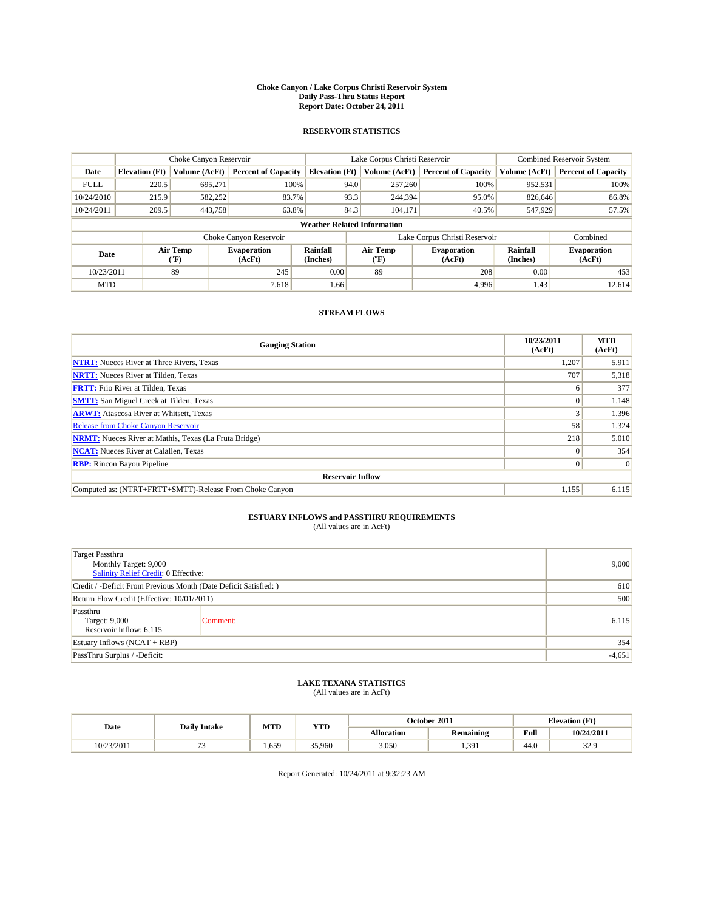**Choke Canyon / Lake Corpus Christi Reservoir System**
**Daily Pass-Thru Status Report**
**Report Date: October 24, 2011**

## RESERVOIR STATISTICS

| | Choke Canyon Reservoir | | | Lake Corpus Christi Reservoir | | | Combined Reservoir System | |
|---|---|---|---|---|---|---|---|---|
| Date | Elevation (Ft) | Volume (AcFt) | Percent of Capacity | Elevation (Ft) | Volume (AcFt) | Percent of Capacity | Volume (AcFt) | Percent of Capacity |
| FULL | 220.5 | 695,271 | 100% | 94.0 | 257,260 | 100% | 952,531 | 100% |
| 10/24/2010 | 215.9 | 582,252 | 83.7% | 93.3 | 244,394 | 95.0% | 826,646 | 86.8% |
| 10/24/2011 | 209.5 | 443,758 | 63.8% | 84.3 | 104,171 | 40.5% | 547,929 | 57.5% |

**Weather Related Information**

| | Choke Canyon Reservoir | | | Lake Corpus Christi Reservoir | | | Combined |
|---|---|---|---|---|---|---|---|
| Date | Air Temp (°F) | Evaporation (AcFt) | Rainfall (Inches) | Air Temp (°F) | Evaporation (AcFt) | Rainfall (Inches) | Evaporation (AcFt) |
| 10/23/2011 | 89 | 245 | 0.00 | 89 | 208 | 0.00 | 453 |
| MTD | | 7,618 | 1.66 | | 4,996 | 1.43 | 12,614 |

## STREAM FLOWS

| Gauging Station | 10/23/2011 (AcFt) | MTD (AcFt) |
|---|---|---|
| NTRT: Nueces River at Three Rivers, Texas | 1,207 | 5,911 |
| NRTT: Nueces River at Tilden, Texas | 707 | 5,318 |
| FRTT: Frio River at Tilden, Texas | 6 | 377 |
| SMTT: San Miguel Creek at Tilden, Texas | 0 | 1,148 |
| ARWT: Atascosa River at Whitsett, Texas | 3 | 1,396 |
| Release from Choke Canyon Reservoir | 58 | 1,324 |
| NRMT: Nueces River at Mathis, Texas (La Fruta Bridge) | 218 | 5,010 |
| NCAT: Nueces River at Calallen, Texas | 0 | 354 |
| RBP: Rincon Bayou Pipeline | 0 | 0 |
| **Reservoir Inflow** | | |
| Computed as: (NTRT+FRTT+SMTT)-Release From Choke Canyon | 1,155 | 6,115 |

## ESTUARY INFLOWS and PASSTHRU REQUIREMENTS

(All values are in AcFt)

| | | |
|---|---|---|
| Target Passthru<br>Monthly Target: 9,000<br>Salinity Relief Credit: 0 Effective: | | 9,000 |
| Credit / -Deficit From Previous Month (Date Deficit Satisfied: ) | | 610 |
| Return Flow Credit (Effective: 10/01/2011) | | 500 |
| Passthru<br>Target: 9,000<br>Reservoir Inflow: 6,115 | Comment: | 6,115 |
| Estuary Inflows (NCAT + RBP) | | 354 |
| PassThru Surplus / -Deficit: | | -4,651 |

## LAKE TEXANA STATISTICS

(All values are in AcFt)

| Date | Daily Intake | MTD | YTD | October 2011 | | Elevation (Ft) | |
|---|---|---|---|---|---|---|---|
| | | | | Allocation | Remaining | Full | 10/24/2011 |
| 10/23/2011 | 73 | 1,659 | 35,960 | 3,050 | 1,391 | 44.0 | 32.9 |

Report Generated: 10/24/2011 at 9:32:23 AM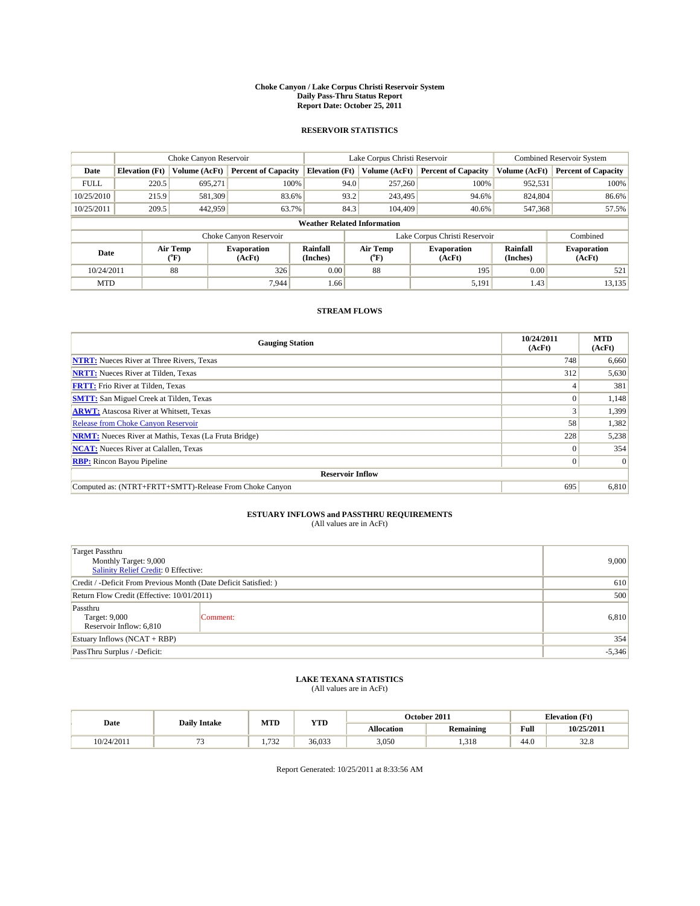**Choke Canyon / Lake Corpus Christi Reservoir System**
**Daily Pass-Thru Status Report**
**Report Date: October 25, 2011**

## RESERVOIR STATISTICS

| | Choke Canyon Reservoir | | | Lake Corpus Christi Reservoir | | | Combined Reservoir System | |
|---|---|---|---|---|---|---|---|---|
| Date | Elevation (Ft) | Volume (AcFt) | Percent of Capacity | Elevation (Ft) | Volume (AcFt) | Percent of Capacity | Volume (AcFt) | Percent of Capacity |
| FULL | 220.5 | 695,271 | 100% | 94.0 | 257,260 | 100% | 952,531 | 100% |
| 10/25/2010 | 215.9 | 581,309 | 83.6% | 93.2 | 243,495 | 94.6% | 824,804 | 86.6% |
| 10/25/2011 | 209.5 | 442,959 | 63.7% | 84.3 | 104,409 | 40.6% | 547,368 | 57.5% |

**Weather Related Information**

| | Choke Canyon Reservoir | | | Lake Corpus Christi Reservoir | | | Combined |
|---|---|---|---|---|---|---|---|
| Date | Air Temp (°F) | Evaporation (AcFt) | Rainfall (Inches) | Air Temp (°F) | Evaporation (AcFt) | Rainfall (Inches) | Evaporation (AcFt) |
| 10/24/2011 | 88 | 326 | 0.00 | 88 | 195 | 0.00 | 521 |
| MTD | | 7,944 | 1.66 | | 5,191 | 1.43 | 13,135 |

## STREAM FLOWS

| Gauging Station | 10/24/2011 (AcFt) | MTD (AcFt) |
|---|---|---|
| **NTRT:** Nueces River at Three Rivers, Texas | 748 | 6,660 |
| **NRTT:** Nueces River at Tilden, Texas | 312 | 5,630 |
| **FRTT:** Frio River at Tilden, Texas | 4 | 381 |
| **SMTT:** San Miguel Creek at Tilden, Texas | 0 | 1,148 |
| **ARWT:** Atascosa River at Whitsett, Texas | 3 | 1,399 |
| Release from Choke Canyon Reservoir | 58 | 1,382 |
| **NRMT:** Nueces River at Mathis, Texas (La Fruta Bridge) | 228 | 5,238 |
| **NCAT:** Nueces River at Calallen, Texas | 0 | 354 |
| **RBP:** Rincon Bayou Pipeline | 0 | 0 |
| **Reservoir Inflow** | | |
| Computed as: (NTRT+FRTT+SMTT)-Release From Choke Canyon | 695 | 6,810 |

## ESTUARY INFLOWS and PASSTHRU REQUIREMENTS
(All values are in AcFt)

| | | |
|---|---|---|
| Target Passthru<br>Monthly Target: 9,000<br>Salinity Relief Credit: 0 Effective: | | 9,000 |
| Credit / -Deficit From Previous Month (Date Deficit Satisfied: ) | | 610 |
| Return Flow Credit (Effective: 10/01/2011) | | 500 |
| Passthru<br>Target: 9,000<br>Reservoir Inflow: 6,810 | Comment: | 6,810 |
| Estuary Inflows (NCAT + RBP) | | 354 |
| PassThru Surplus / -Deficit: | | -5,346 |

## LAKE TEXANA STATISTICS
(All values are in AcFt)

| Date | Daily Intake | MTD | YTD | October 2011 | | Elevation (Ft) | |
|---|---|---|---|---|---|---|---|
| | | | | Allocation | Remaining | Full | 10/25/2011 |
| 10/24/2011 | 73 | 1,732 | 36,033 | 3,050 | 1,318 | 44.0 | 32.8 |

Report Generated: 10/25/2011 at 8:33:56 AM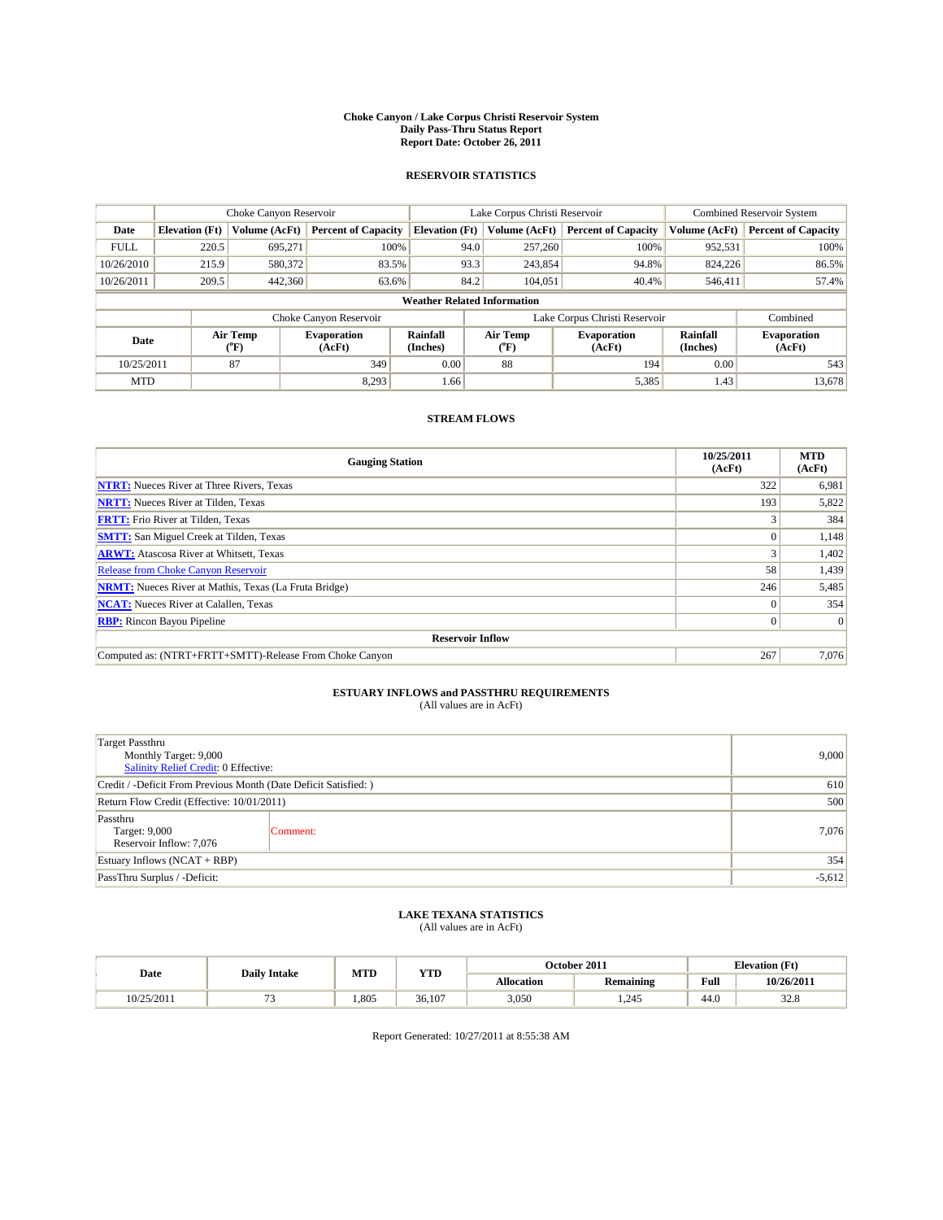# Choke Canyon / Lake Corpus Christi Reservoir System
# Daily Pass-Thru Status Report
# Report Date: October 26, 2011

## RESERVOIR STATISTICS

| | Choke Canyon Reservoir | | | Lake Corpus Christi Reservoir | | | Combined Reservoir System | |
|---|---|---|---|---|---|---|---|---|
| Date | Elevation (Ft) | Volume (AcFt) | Percent of Capacity | Elevation (Ft) | Volume (AcFt) | Percent of Capacity | Volume (AcFt) | Percent of Capacity |
| FULL | 220.5 | 695,271 | 100% | 94.0 | 257,260 | 100% | 952,531 | 100% |
| 10/26/2010 | 215.9 | 580,372 | 83.5% | 93.3 | 243,854 | 94.8% | 824,226 | 86.5% |
| 10/26/2011 | 209.5 | 442,360 | 63.6% | 84.2 | 104,051 | 40.4% | 546,411 | 57.4% |

**Weather Related Information**

| | Choke Canyon Reservoir | | | Lake Corpus Christi Reservoir | | | Combined |
|---|---|---|---|---|---|---|---|
| Date | Air Temp (°F) | Evaporation (AcFt) | Rainfall (Inches) | Air Temp (°F) | Evaporation (AcFt) | Rainfall (Inches) | Evaporation (AcFt) |
| 10/25/2011 | 87 | 349 | 0.00 | 88 | 194 | 0.00 | 543 |
| MTD | | 8,293 | 1.66 | | 5,385 | 1.43 | 13,678 |

## STREAM FLOWS

| Gauging Station | 10/25/2011 (AcFt) | MTD (AcFt) |
|---|---|---|
| **NTRT:** Nueces River at Three Rivers, Texas | 322 | 6,981 |
| **NRTT:** Nueces River at Tilden, Texas | 193 | 5,822 |
| **FRTT:** Frio River at Tilden, Texas | 3 | 384 |
| **SMTT:** San Miguel Creek at Tilden, Texas | 0 | 1,148 |
| **ARWT:** Atascosa River at Whitsett, Texas | 3 | 1,402 |
| Release from Choke Canyon Reservoir | 58 | 1,439 |
| **NRMT:** Nueces River at Mathis, Texas (La Fruta Bridge) | 246 | 5,485 |
| **NCAT:** Nueces River at Calallen, Texas | 0 | 354 |
| **RBP:** Rincon Bayou Pipeline | 0 | 0 |
| **Reservoir Inflow** | | |
| Computed as: (NTRT+FRTT+SMTT)-Release From Choke Canyon | 267 | 7,076 |

## ESTUARY INFLOWS and PASSTHRU REQUIREMENTS
(All values are in AcFt)

| | | |
|---|---|---|
| Target Passthru<br>Monthly Target: 9,000<br>Salinity Relief Credit: 0 Effective: | | 9,000 |
| Credit / -Deficit From Previous Month (Date Deficit Satisfied: ) | | 610 |
| Return Flow Credit (Effective: 10/01/2011) | | 500 |
| Passthru<br>Target: 9,000<br>Reservoir Inflow: 7,076 | Comment: | 7,076 |
| Estuary Inflows (NCAT + RBP) | | 354 |
| PassThru Surplus / -Deficit: | | -5,612 |

## LAKE TEXANA STATISTICS
(All values are in AcFt)

| Date | Daily Intake | MTD | YTD | October 2011 | | Elevation (Ft) | |
|---|---|---|---|---|---|---|---|
| | | | | Allocation | Remaining | Full | 10/26/2011 |
| 10/25/2011 | 73 | 1,805 | 36,107 | 3,050 | 1,245 | 44.0 | 32.8 |

Report Generated: 10/27/2011 at 8:55:38 AM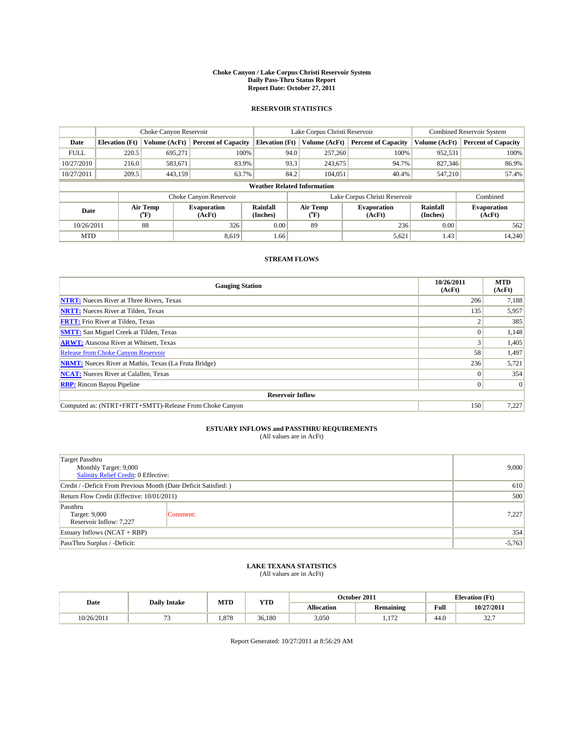**Choke Canyon / Lake Corpus Christi Reservoir System**
**Daily Pass-Thru Status Report**
**Report Date: October 27, 2011**

## RESERVOIR STATISTICS

| | Choke Canyon Reservoir | | | Lake Corpus Christi Reservoir | | | Combined Reservoir System | |
|---|---|---|---|---|---|---|---|---|
| Date | Elevation (Ft) | Volume (AcFt) | Percent of Capacity | Elevation (Ft) | Volume (AcFt) | Percent of Capacity | Volume (AcFt) | Percent of Capacity |
| FULL | 220.5 | 695,271 | 100% | 94.0 | 257,260 | 100% | 952,531 | 100% |
| 10/27/2010 | 216.0 | 583,671 | 83.9% | 93.3 | 243,675 | 94.7% | 827,346 | 86.9% |
| 10/27/2011 | 209.5 | 443,159 | 63.7% | 84.2 | 104,051 | 40.4% | 547,210 | 57.4% |

**Weather Related Information**

| | Choke Canyon Reservoir | | | Lake Corpus Christi Reservoir | | | Combined |
|---|---|---|---|---|---|---|---|
| Date | Air Temp (°F) | Evaporation (AcFt) | Rainfall (Inches) | Air Temp (°F) | Evaporation (AcFt) | Rainfall (Inches) | Evaporation (AcFt) |
| 10/26/2011 | 88 | 326 | 0.00 | 89 | 236 | 0.00 | 562 |
| MTD | | 8,619 | 1.66 | | 5,621 | 1.43 | 14,240 |

## STREAM FLOWS

| Gauging Station | 10/26/2011 (AcFt) | MTD (AcFt) |
|---|---|---|
| NTRT: Nueces River at Three Rivers, Texas | 206 | 7,188 |
| NRTT: Nueces River at Tilden, Texas | 135 | 5,957 |
| FRTT: Frio River at Tilden, Texas | 2 | 385 |
| SMTT: San Miguel Creek at Tilden, Texas | 0 | 1,148 |
| ARWT: Atascosa River at Whitsett, Texas | 3 | 1,405 |
| Release from Choke Canyon Reservoir | 58 | 1,497 |
| NRMT: Nueces River at Mathis, Texas (La Fruta Bridge) | 236 | 5,721 |
| NCAT: Nueces River at Calallen, Texas | 0 | 354 |
| RBP: Rincon Bayou Pipeline | 0 | 0 |
| **Reservoir Inflow** | | |
| Computed as: (NTRT+FRTT+SMTT)-Release From Choke Canyon | 150 | 7,227 |

## ESTUARY INFLOWS and PASSTHRU REQUIREMENTS
(All values are in AcFt)

| | |
|---|---|
| Target Passthru<br>Monthly Target: 9,000<br>Salinity Relief Credit: 0 Effective: | 9,000 |
| Credit / -Deficit From Previous Month (Date Deficit Satisfied: ) | 610 |
| Return Flow Credit (Effective: 10/01/2011) | 500 |
| Passthru<br>Target: 9,000<br>Reservoir Inflow: 7,227 &nbsp;&nbsp; Comment: | 7,227 |
| Estuary Inflows (NCAT + RBP) | 354 |
| PassThru Surplus / -Deficit: | -5,763 |

## LAKE TEXANA STATISTICS
(All values are in AcFt)

| Date | Daily Intake | MTD | YTD | October 2011 | | Elevation (Ft) | |
|---|---|---|---|---|---|---|---|
| | | | | Allocation | Remaining | Full | 10/27/2011 |
| 10/26/2011 | 73 | 1,878 | 36,180 | 3,050 | 1,172 | 44.0 | 32.7 |

Report Generated: 10/27/2011 at 8:56:29 AM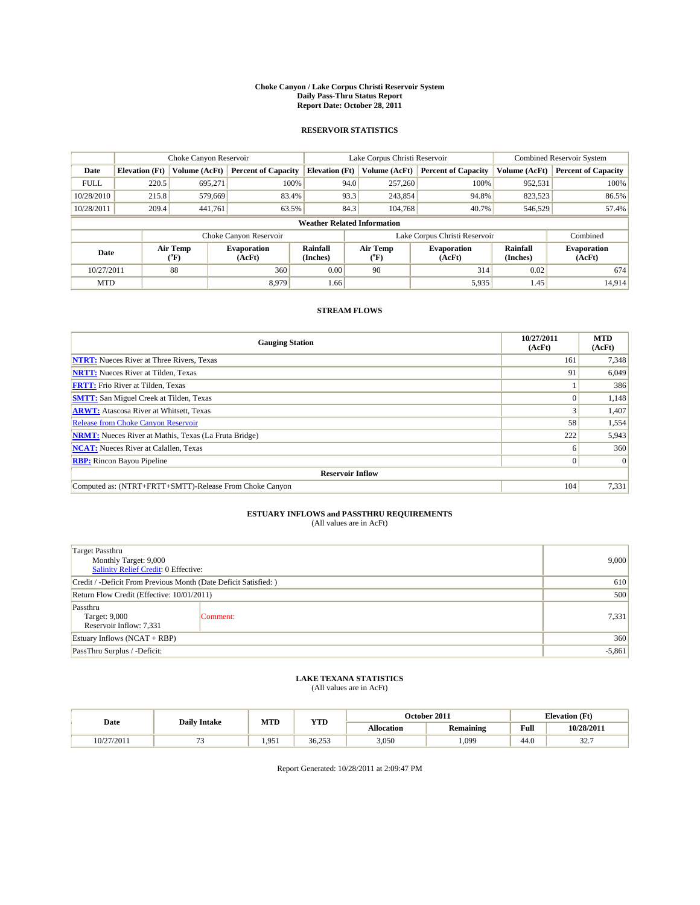# Choke Canyon / Lake Corpus Christi Reservoir System
## Daily Pass-Thru Status Report
### Report Date: October 28, 2011

## RESERVOIR STATISTICS

| | Choke Canyon Reservoir | | | Lake Corpus Christi Reservoir | | | Combined Reservoir System | |
|---|---|---|---|---|---|---|---|---|
| Date | Elevation (Ft) | Volume (AcFt) | Percent of Capacity | Elevation (Ft) | Volume (AcFt) | Percent of Capacity | Volume (AcFt) | Percent of Capacity |
| FULL | 220.5 | 695,271 | 100% | 94.0 | 257,260 | 100% | 952,531 | 100% |
| 10/28/2010 | 215.8 | 579,669 | 83.4% | 93.3 | 243,854 | 94.8% | 823,523 | 86.5% |
| 10/28/2011 | 209.4 | 441,761 | 63.5% | 84.3 | 104,768 | 40.7% | 546,529 | 57.4% |

**Weather Related Information**

| | Choke Canyon Reservoir | | | Lake Corpus Christi Reservoir | | | Combined |
|---|---|---|---|---|---|---|---|
| Date | Air Temp (°F) | Evaporation (AcFt) | Rainfall (Inches) | Air Temp (°F) | Evaporation (AcFt) | Rainfall (Inches) | Evaporation (AcFt) |
| 10/27/2011 | 88 | 360 | 0.00 | 90 | 314 | 0.02 | 674 |
| MTD | | 8,979 | 1.66 | | 5,935 | 1.45 | 14,914 |

## STREAM FLOWS

| Gauging Station | 10/27/2011 (AcFt) | MTD (AcFt) |
|---|---|---|
| NTRT: Nueces River at Three Rivers, Texas | 161 | 7,348 |
| NRTT: Nueces River at Tilden, Texas | 91 | 6,049 |
| FRTT: Frio River at Tilden, Texas | 1 | 386 |
| SMTT: San Miguel Creek at Tilden, Texas | 0 | 1,148 |
| ARWT: Atascosa River at Whitsett, Texas | 3 | 1,407 |
| Release from Choke Canyon Reservoir | 58 | 1,554 |
| NRMT: Nueces River at Mathis, Texas (La Fruta Bridge) | 222 | 5,943 |
| NCAT: Nueces River at Calallen, Texas | 6 | 360 |
| RBP: Rincon Bayou Pipeline | 0 | 0 |
| **Reservoir Inflow** | | |
| Computed as: (NTRT+FRTT+SMTT)-Release From Choke Canyon | 104 | 7,331 |

## ESTUARY INFLOWS and PASSTHRU REQUIREMENTS
(All values are in AcFt)

| | | |
|---|---|---|
| Target Passthru<br>Monthly Target: 9,000<br>Salinity Relief Credit: 0 Effective: | | 9,000 |
| Credit / -Deficit From Previous Month (Date Deficit Satisfied: ) | | 610 |
| Return Flow Credit (Effective: 10/01/2011) | | 500 |
| Passthru<br>Target: 9,000<br>Reservoir Inflow: 7,331 | Comment: | 7,331 |
| Estuary Inflows (NCAT + RBP) | | 360 |
| PassThru Surplus / -Deficit: | | -5,861 |

## LAKE TEXANA STATISTICS
(All values are in AcFt)

| Date | Daily Intake | MTD | YTD | October 2011 | | Elevation (Ft) | |
|---|---|---|---|---|---|---|---|
| | | | | Allocation | Remaining | Full | 10/28/2011 |
| 10/27/2011 | 73 | 1,951 | 36,253 | 3,050 | 1,099 | 44.0 | 32.7 |

Report Generated: 10/28/2011 at 2:09:47 PM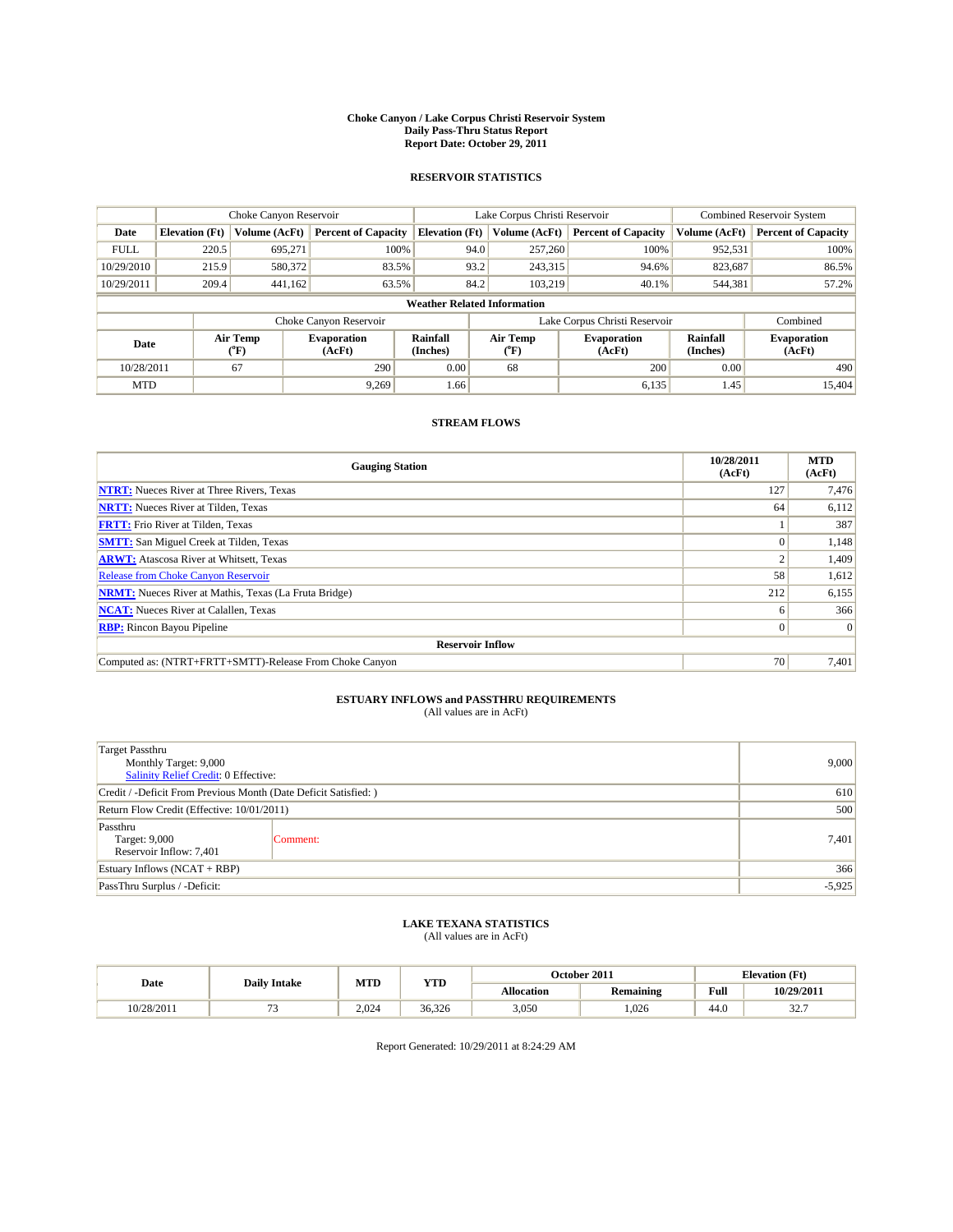# Choke Canyon / Lake Corpus Christi Reservoir System
## Daily Pass-Thru Status Report
## Report Date: October 29, 2011

### RESERVOIR STATISTICS

| | Choke Canyon Reservoir | | | Lake Corpus Christi Reservoir | | | Combined Reservoir System | |
|---|---|---|---|---|---|---|---|---|
| Date | Elevation (Ft) | Volume (AcFt) | Percent of Capacity | Elevation (Ft) | Volume (AcFt) | Percent of Capacity | Volume (AcFt) | Percent of Capacity |
| FULL | 220.5 | 695,271 | 100% | 94.0 | 257,260 | 100% | 952,531 | 100% |
| 10/29/2010 | 215.9 | 580,372 | 83.5% | 93.2 | 243,315 | 94.6% | 823,687 | 86.5% |
| 10/29/2011 | 209.4 | 441,162 | 63.5% | 84.2 | 103,219 | 40.1% | 544,381 | 57.2% |

**Weather Related Information**

| | Choke Canyon Reservoir | | | Lake Corpus Christi Reservoir | | | Combined |
|---|---|---|---|---|---|---|---|
| Date | Air Temp (°F) | Evaporation (AcFt) | Rainfall (Inches) | Air Temp (°F) | Evaporation (AcFt) | Rainfall (Inches) | Evaporation (AcFt) |
| 10/28/2011 | 67 | 290 | 0.00 | 68 | 200 | 0.00 | 490 |
| MTD | | 9,269 | 1.66 | | 6,135 | 1.45 | 15,404 |

### STREAM FLOWS

| Gauging Station | 10/28/2011 (AcFt) | MTD (AcFt) |
|---|---|---|
| NTRT: Nueces River at Three Rivers, Texas | 127 | 7,476 |
| NRTT: Nueces River at Tilden, Texas | 64 | 6,112 |
| FRTT: Frio River at Tilden, Texas | 1 | 387 |
| SMTT: San Miguel Creek at Tilden, Texas | 0 | 1,148 |
| ARWT: Atascosa River at Whitsett, Texas | 2 | 1,409 |
| Release from Choke Canyon Reservoir | 58 | 1,612 |
| NRMT: Nueces River at Mathis, Texas (La Fruta Bridge) | 212 | 6,155 |
| NCAT: Nueces River at Calallen, Texas | 6 | 366 |
| RBP: Rincon Bayou Pipeline | 0 | 0 |
| **Reservoir Inflow** | | |
| Computed as: (NTRT+FRTT+SMTT)-Release From Choke Canyon | 70 | 7,401 |

### ESTUARY INFLOWS and PASSTHRU REQUIREMENTS
(All values are in AcFt)

| | | |
|---|---|---|
| Target Passthru<br>Monthly Target: 9,000<br>Salinity Relief Credit: 0 Effective: | | 9,000 |
| Credit / -Deficit From Previous Month (Date Deficit Satisfied: ) | | 610 |
| Return Flow Credit (Effective: 10/01/2011) | | 500 |
| Passthru<br>Target: 9,000<br>Reservoir Inflow: 7,401 | Comment: | 7,401 |
| Estuary Inflows (NCAT + RBP) | | 366 |
| PassThru Surplus / -Deficit: | | -5,925 |

### LAKE TEXANA STATISTICS
(All values are in AcFt)

| Date | Daily Intake | MTD | YTD | October 2011 | | Elevation (Ft) | |
|---|---|---|---|---|---|---|---|
| | | | | Allocation | Remaining | Full | 10/29/2011 |
| 10/28/2011 | 73 | 2,024 | 36,326 | 3,050 | 1,026 | 44.0 | 32.7 |

Report Generated: 10/29/2011 at 8:24:29 AM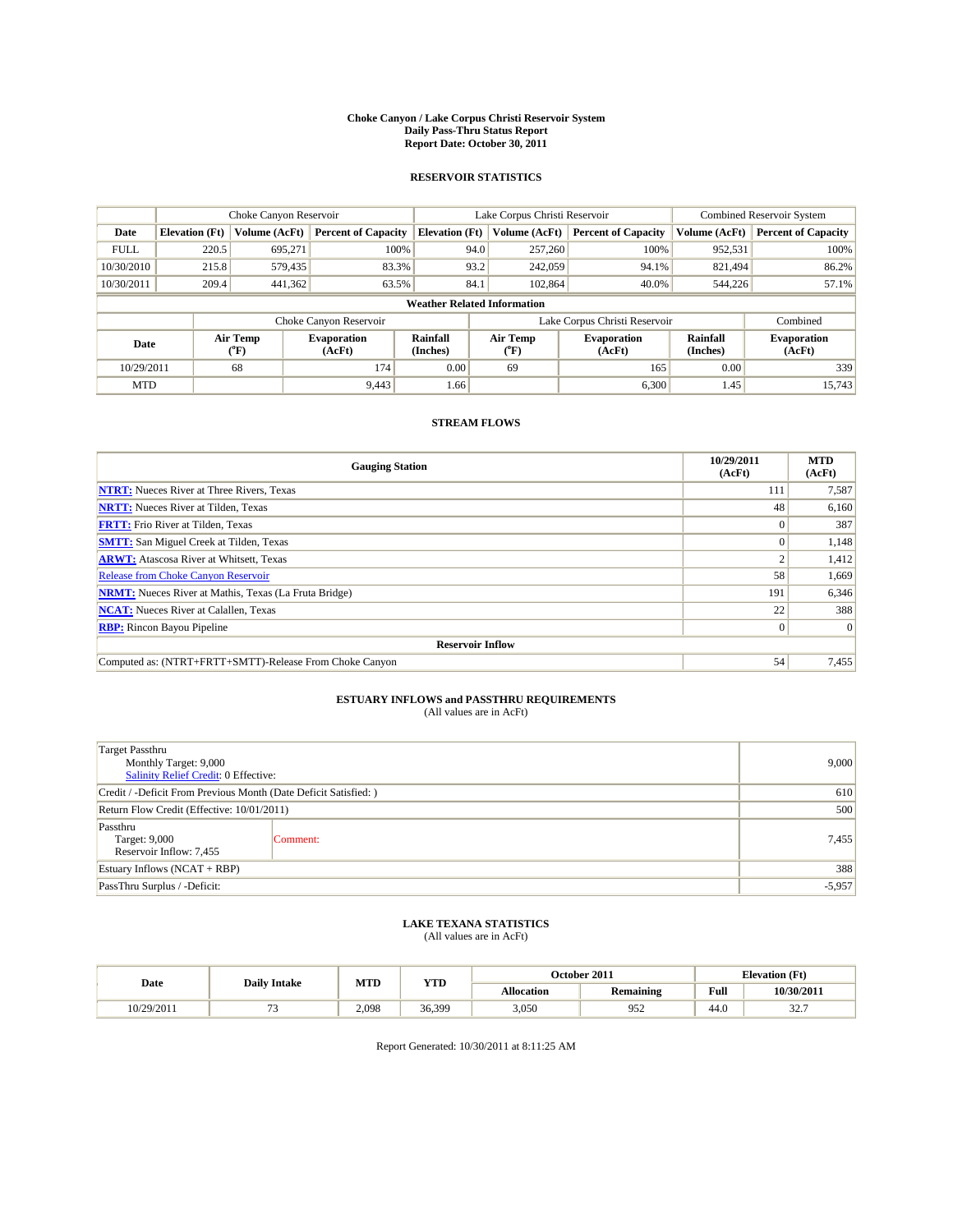**Choke Canyon / Lake Corpus Christi Reservoir System**
**Daily Pass-Thru Status Report**
**Report Date: October 30, 2011**

## RESERVOIR STATISTICS

| | Choke Canyon Reservoir | | | Lake Corpus Christi Reservoir | | | Combined Reservoir System | |
|---|---|---|---|---|---|---|---|---|
| Date | Elevation (Ft) | Volume (AcFt) | Percent of Capacity | Elevation (Ft) | Volume (AcFt) | Percent of Capacity | Volume (AcFt) | Percent of Capacity |
| FULL | 220.5 | 695,271 | 100% | 94.0 | 257,260 | 100% | 952,531 | 100% |
| 10/30/2010 | 215.8 | 579,435 | 83.3% | 93.2 | 242,059 | 94.1% | 821,494 | 86.2% |
| 10/30/2011 | 209.4 | 441,362 | 63.5% | 84.1 | 102,864 | 40.0% | 544,226 | 57.1% |

**Weather Related Information**

| | Choke Canyon Reservoir | | | Lake Corpus Christi Reservoir | | | Combined |
|---|---|---|---|---|---|---|---|
| Date | Air Temp (°F) | Evaporation (AcFt) | Rainfall (Inches) | Air Temp (°F) | Evaporation (AcFt) | Rainfall (Inches) | Evaporation (AcFt) |
| 10/29/2011 | 68 | 174 | 0.00 | 69 | 165 | 0.00 | 339 |
| MTD | | 9,443 | 1.66 | | 6,300 | 1.45 | 15,743 |

## STREAM FLOWS

| Gauging Station | 10/29/2011 (AcFt) | MTD (AcFt) |
|---|---|---|
| NTRT: Nueces River at Three Rivers, Texas | 111 | 7,587 |
| NRTT: Nueces River at Tilden, Texas | 48 | 6,160 |
| FRTT: Frio River at Tilden, Texas | 0 | 387 |
| SMTT: San Miguel Creek at Tilden, Texas | 0 | 1,148 |
| ARWT: Atascosa River at Whitsett, Texas | 2 | 1,412 |
| Release from Choke Canyon Reservoir | 58 | 1,669 |
| NRMT: Nueces River at Mathis, Texas (La Fruta Bridge) | 191 | 6,346 |
| NCAT: Nueces River at Calallen, Texas | 22 | 388 |
| RBP: Rincon Bayou Pipeline | 0 | 0 |
| **Reservoir Inflow** | | |
| Computed as: (NTRT+FRTT+SMTT)-Release From Choke Canyon | 54 | 7,455 |

## ESTUARY INFLOWS and PASSTHRU REQUIREMENTS
(All values are in AcFt)

| | | |
|---|---|---|
| Target Passthru<br>Monthly Target: 9,000<br>Salinity Relief Credit: 0 Effective: | | 9,000 |
| Credit / -Deficit From Previous Month (Date Deficit Satisfied: ) | | 610 |
| Return Flow Credit (Effective: 10/01/2011) | | 500 |
| Passthru<br>Target: 9,000<br>Reservoir Inflow: 7,455 | Comment: | 7,455 |
| Estuary Inflows (NCAT + RBP) | | 388 |
| PassThru Surplus / -Deficit: | | -5,957 |

## LAKE TEXANA STATISTICS
(All values are in AcFt)

| Date | Daily Intake | MTD | YTD | October 2011 | | Elevation (Ft) | |
|---|---|---|---|---|---|---|---|
| | | | | Allocation | Remaining | Full | 10/30/2011 |
| 10/29/2011 | 73 | 2,098 | 36,399 | 3,050 | 952 | 44.0 | 32.7 |

Report Generated: 10/30/2011 at 8:11:25 AM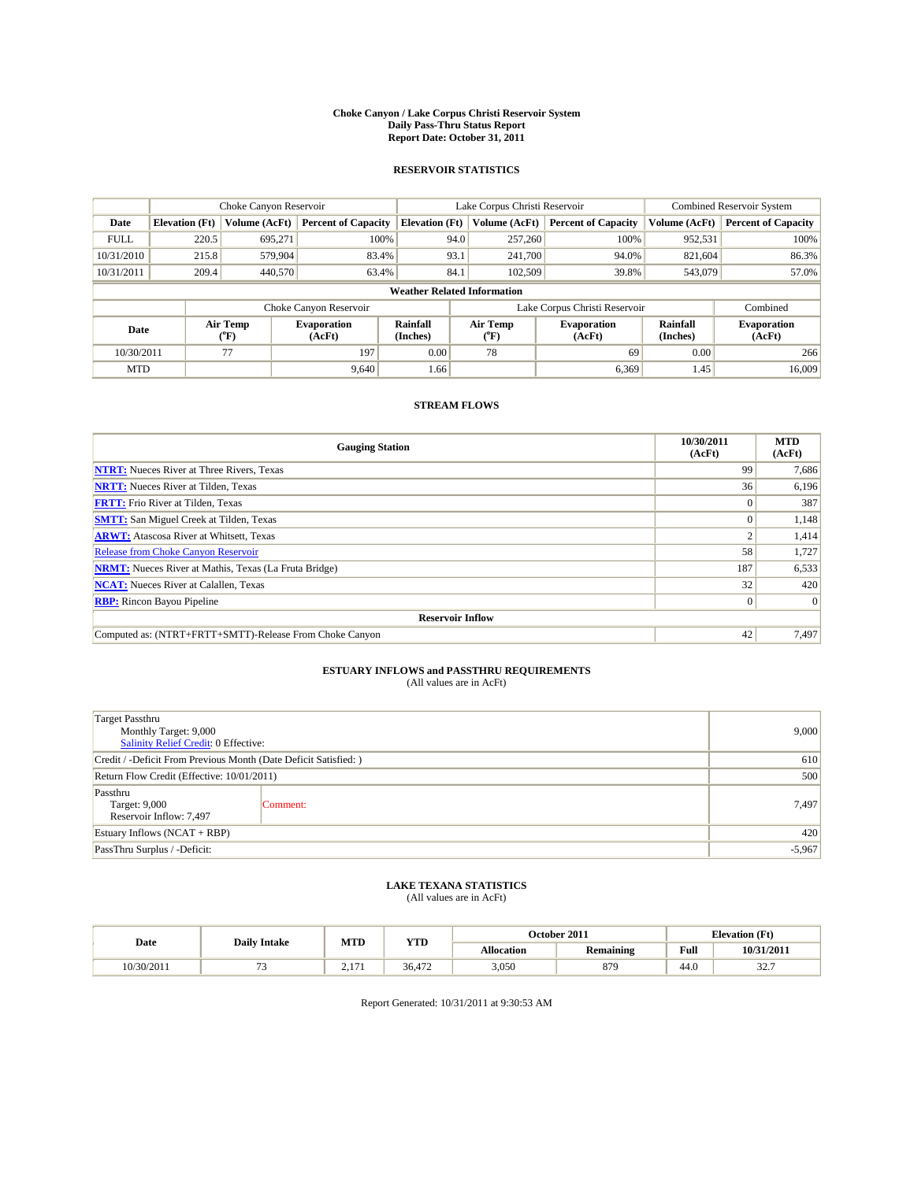**Choke Canyon / Lake Corpus Christi Reservoir System**
**Daily Pass-Thru Status Report**
**Report Date: October 31, 2011**

## RESERVOIR STATISTICS

| | Choke Canyon Reservoir | | | Lake Corpus Christi Reservoir | | | Combined Reservoir System | |
|---|---|---|---|---|---|---|---|---|
| Date | Elevation (Ft) | Volume (AcFt) | Percent of Capacity | Elevation (Ft) | Volume (AcFt) | Percent of Capacity | Volume (AcFt) | Percent of Capacity |
| FULL | 220.5 | 695,271 | 100% | 94.0 | 257,260 | 100% | 952,531 | 100% |
| 10/31/2010 | 215.8 | 579,904 | 83.4% | 93.1 | 241,700 | 94.0% | 821,604 | 86.3% |
| 10/31/2011 | 209.4 | 440,570 | 63.4% | 84.1 | 102,509 | 39.8% | 543,079 | 57.0% |

**Weather Related Information**

| | Choke Canyon Reservoir | | | Lake Corpus Christi Reservoir | | | Combined |
|---|---|---|---|---|---|---|---|
| Date | Air Temp (°F) | Evaporation (AcFt) | Rainfall (Inches) | Air Temp (°F) | Evaporation (AcFt) | Rainfall (Inches) | Evaporation (AcFt) |
| 10/30/2011 | 77 | 197 | 0.00 | 78 | 69 | 0.00 | 266 |
| MTD | | 9,640 | 1.66 | | 6,369 | 1.45 | 16,009 |

## STREAM FLOWS

| Gauging Station | 10/30/2011 (AcFt) | MTD (AcFt) |
|---|---|---|
| **NTRT:** Nueces River at Three Rivers, Texas | 99 | 7,686 |
| **NRTT:** Nueces River at Tilden, Texas | 36 | 6,196 |
| **FRTT:** Frio River at Tilden, Texas | 0 | 387 |
| **SMTT:** San Miguel Creek at Tilden, Texas | 0 | 1,148 |
| **ARWT:** Atascosa River at Whitsett, Texas | 2 | 1,414 |
| Release from Choke Canyon Reservoir | 58 | 1,727 |
| **NRMT:** Nueces River at Mathis, Texas (La Fruta Bridge) | 187 | 6,533 |
| **NCAT:** Nueces River at Calallen, Texas | 32 | 420 |
| **RBP:** Rincon Bayou Pipeline | 0 | 0 |
| **Reservoir Inflow** | | |
| Computed as: (NTRT+FRTT+SMTT)-Release From Choke Canyon | 42 | 7,497 |

## ESTUARY INFLOWS and PASSTHRU REQUIREMENTS
(All values are in AcFt)

| | |
|---|---|
| Target Passthru<br>Monthly Target: 9,000<br>Salinity Relief Credit: 0 Effective: | 9,000 |
| Credit / -Deficit From Previous Month (Date Deficit Satisfied: ) | 610 |
| Return Flow Credit (Effective: 10/01/2011) | 500 |
| Passthru<br>Target: 9,000<br>Reservoir Inflow: 7,497 &nbsp;&nbsp; Comment: | 7,497 |
| Estuary Inflows (NCAT + RBP) | 420 |
| PassThru Surplus / -Deficit: | -5,967 |

## LAKE TEXANA STATISTICS
(All values are in AcFt)

| Date | Daily Intake | MTD | YTD | October 2011 | | Elevation (Ft) | |
|---|---|---|---|---|---|---|---|
| | | | | Allocation | Remaining | Full | 10/31/2011 |
| 10/30/2011 | 73 | 2,171 | 36,472 | 3,050 | 879 | 44.0 | 32.7 |

Report Generated: 10/31/2011 at 9:30:53 AM